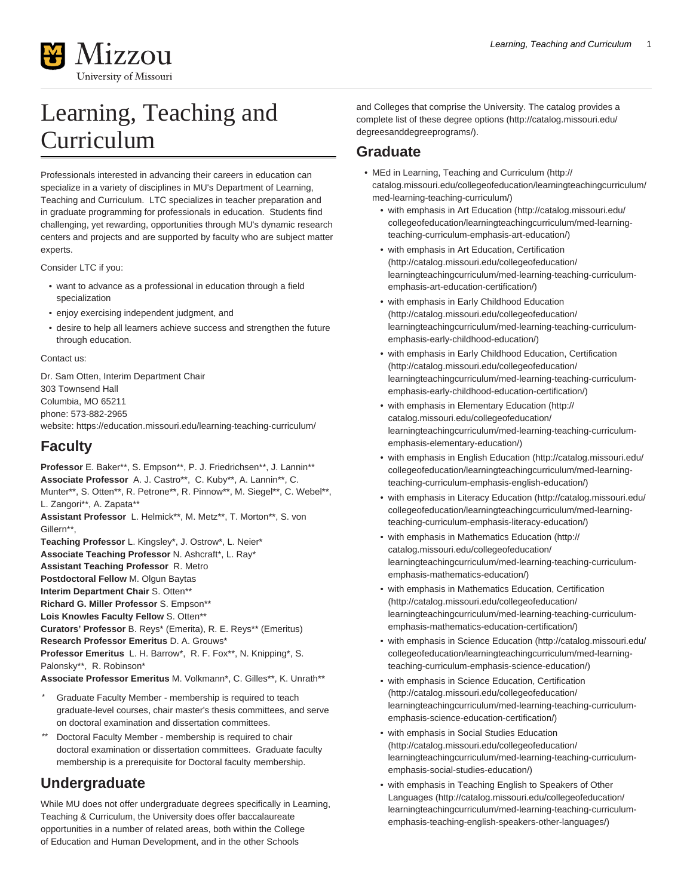# Learning, Teaching and Curriculum

Professionals interested in advancing their careers in education can specialize in a variety of disciplines in MU's Department of Learning, Teaching and Curriculum.  LTC specializes in teacher preparation and in graduate programming for professionals in education.  Students find challenging, yet rewarding, opportunities through MU's dynamic research centers and projects and are supported by faculty who are subject matter experts.

Consider LTC if you:

- want to advance as a professional in education through a field specialization
- enjoy exercising independent judgment, and
- desire to help all learners achieve success and strengthen the future through education.

Contact us:

Dr. Sam Otten, Interim Department Chair
303 Townsend Hall
Columbia, MO 65211
phone: 573-882-2965
website: https://education.missouri.edu/learning-teaching-curriculum/

## Faculty

**Professor** E. Baker**, S. Empson**, P. J. Friedrichsen**, J. Lannin**
**Associate Professor** A. J. Castro**, C. Kuby**, A. Lannin**, C. Munter**, S. Otten**, R. Petrone**, R. Pinnow**, M. Siegel**, C. Webel**, L. Zangori**, A. Zapata**
**Assistant Professor** L. Helmick**, M. Metz**, T. Morton**, S. von Gillern**,
**Teaching Professor** L. Kingsley*, J. Ostrow*, L. Neier*
**Associate Teaching Professor** N. Ashcraft*, L. Ray*
**Assistant Teaching Professor** R. Metro
**Postdoctoral Fellow** M. Olgun Baytas
**Interim Department Chair** S. Otten**
**Richard G. Miller Professor** S. Empson**
**Lois Knowles Faculty Fellow** S. Otten**
**Curators' Professor** B. Reys* (Emerita), R. E. Reys** (Emeritus)
**Research Professor Emeritus** D. A. Grouws*
**Professor Emeritus** L. H. Barrow*, R. F. Fox**, N. Knipping*, S. Palonsky**, R. Robinson*
**Associate Professor Emeritus** M. Volkmann*, C. Gilles**, K. Unrath**

\* Graduate Faculty Member - membership is required to teach graduate-level courses, chair master's thesis committees, and serve on doctoral examination and dissertation committees.

** Doctoral Faculty Member - membership is required to chair doctoral examination or dissertation committees.  Graduate faculty membership is a prerequisite for Doctoral faculty membership.

## Undergraduate

While MU does not offer undergraduate degrees specifically in Learning, Teaching & Curriculum, the University does offer baccalaureate opportunities in a number of related areas, both within the College of Education and Human Development, and in the other Schools and Colleges that comprise the University. The catalog provides a complete list of these degree options (http://catalog.missouri.edu/degreesanddegreeprograms/).

## Graduate

- MEd in Learning, Teaching and Curriculum (http://catalog.missouri.edu/collegeofeducation/learningteachingcurriculum/med-learning-teaching-curriculum/)
  - with emphasis in Art Education (http://catalog.missouri.edu/collegeofeducation/learningteachingcurriculum/med-learning-teaching-curriculum-emphasis-art-education/)
  - with emphasis in Art Education, Certification (http://catalog.missouri.edu/collegeofeducation/learningteachingcurriculum/med-learning-teaching-curriculum-emphasis-art-education-certification/)
  - with emphasis in Early Childhood Education (http://catalog.missouri.edu/collegeofeducation/learningteachingcurriculum/med-learning-teaching-curriculum-emphasis-early-childhood-education/)
  - with emphasis in Early Childhood Education, Certification (http://catalog.missouri.edu/collegeofeducation/learningteachingcurriculum/med-learning-teaching-curriculum-emphasis-early-childhood-education-certification/)
  - with emphasis in Elementary Education (http://catalog.missouri.edu/collegeofeducation/learningteachingcurriculum/med-learning-teaching-curriculum-emphasis-elementary-education/)
  - with emphasis in English Education (http://catalog.missouri.edu/collegeofeducation/learningteachingcurriculum/med-learning-teaching-curriculum-emphasis-english-education/)
  - with emphasis in Literacy Education (http://catalog.missouri.edu/collegeofeducation/learningteachingcurriculum/med-learning-teaching-curriculum-emphasis-literacy-education/)
  - with emphasis in Mathematics Education (http://catalog.missouri.edu/collegeofeducation/learningteachingcurriculum/med-learning-teaching-curriculum-emphasis-mathematics-education/)
  - with emphasis in Mathematics Education, Certification (http://catalog.missouri.edu/collegeofeducation/learningteachingcurriculum/med-learning-teaching-curriculum-emphasis-mathematics-education-certification/)
  - with emphasis in Science Education (http://catalog.missouri.edu/collegeofeducation/learningteachingcurriculum/med-learning-teaching-curriculum-emphasis-science-education/)
  - with emphasis in Science Education, Certification (http://catalog.missouri.edu/collegeofeducation/learningteachingcurriculum/med-learning-teaching-curriculum-emphasis-science-education-certification/)
  - with emphasis in Social Studies Education (http://catalog.missouri.edu/collegeofeducation/learningteachingcurriculum/med-learning-teaching-curriculum-emphasis-social-studies-education/)
  - with emphasis in Teaching English to Speakers of Other Languages (http://catalog.missouri.edu/collegeofeducation/learningteachingcurriculum/med-learning-teaching-curriculum-emphasis-teaching-english-speakers-other-languages/)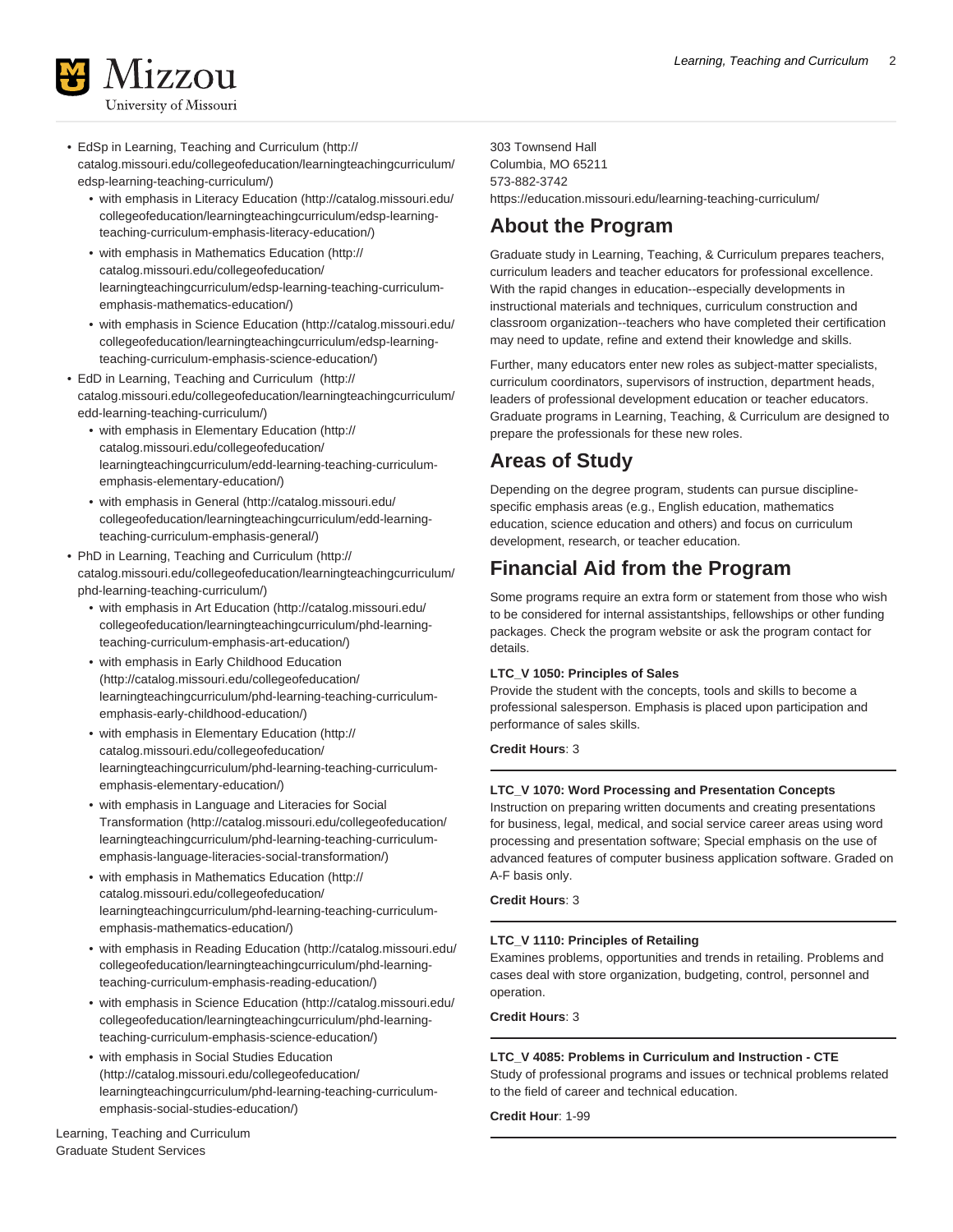- EdSp in Learning, Teaching and Curriculum (http://catalog.missouri.edu/collegeofeducation/learningteachingcurriculum/edsp-learning-teaching-curriculum/)
  - with emphasis in Literacy Education (http://catalog.missouri.edu/collegeofeducation/learningteachingcurriculum/edsp-learning-teaching-curriculum-emphasis-literacy-education/)
  - with emphasis in Mathematics Education (http://catalog.missouri.edu/collegeofeducation/learningteachingcurriculum/edsp-learning-teaching-curriculum-emphasis-mathematics-education/)
  - with emphasis in Science Education (http://catalog.missouri.edu/collegeofeducation/learningteachingcurriculum/edsp-learning-teaching-curriculum-emphasis-science-education/)
- EdD in Learning, Teaching and Curriculum (http://catalog.missouri.edu/collegeofeducation/learningteachingcurriculum/edd-learning-teaching-curriculum/)
  - with emphasis in Elementary Education (http://catalog.missouri.edu/collegeofeducation/learningteachingcurriculum/edd-learning-teaching-curriculum-emphasis-elementary-education/)
  - with emphasis in General (http://catalog.missouri.edu/collegeofeducation/learningteachingcurriculum/edd-learning-teaching-curriculum-emphasis-general/)
- PhD in Learning, Teaching and Curriculum (http://catalog.missouri.edu/collegeofeducation/learningteachingcurriculum/phd-learning-teaching-curriculum/)
  - with emphasis in Art Education (http://catalog.missouri.edu/collegeofeducation/learningteachingcurriculum/phd-learning-teaching-curriculum-emphasis-art-education/)
  - with emphasis in Early Childhood Education (http://catalog.missouri.edu/collegeofeducation/learningteachingcurriculum/phd-learning-teaching-curriculum-emphasis-early-childhood-education/)
  - with emphasis in Elementary Education (http://catalog.missouri.edu/collegeofeducation/learningteachingcurriculum/phd-learning-teaching-curriculum-emphasis-elementary-education/)
  - with emphasis in Language and Literacies for Social Transformation (http://catalog.missouri.edu/collegeofeducation/learningteachingcurriculum/phd-learning-teaching-curriculum-emphasis-language-literacies-social-transformation/)
  - with emphasis in Mathematics Education (http://catalog.missouri.edu/collegeofeducation/learningteachingcurriculum/phd-learning-teaching-curriculum-emphasis-mathematics-education/)
  - with emphasis in Reading Education (http://catalog.missouri.edu/collegeofeducation/learningteachingcurriculum/phd-learning-teaching-curriculum-emphasis-reading-education/)
  - with emphasis in Science Education (http://catalog.missouri.edu/collegeofeducation/learningteachingcurriculum/phd-learning-teaching-curriculum-emphasis-science-education/)
  - with emphasis in Social Studies Education (http://catalog.missouri.edu/collegeofeducation/learningteachingcurriculum/phd-learning-teaching-curriculum-emphasis-social-studies-education/)

Learning, Teaching and Curriculum
Graduate Student Services
303 Townsend Hall
Columbia, MO 65211
573-882-3742
https://education.missouri.edu/learning-teaching-curriculum/

## About the Program

Graduate study in Learning, Teaching, & Curriculum prepares teachers, curriculum leaders and teacher educators for professional excellence. With the rapid changes in education--especially developments in instructional materials and techniques, curriculum construction and classroom organization--teachers who have completed their certification may need to update, refine and extend their knowledge and skills.

Further, many educators enter new roles as subject-matter specialists, curriculum coordinators, supervisors of instruction, department heads, leaders of professional development education or teacher educators. Graduate programs in Learning, Teaching, & Curriculum are designed to prepare the professionals for these new roles.

## Areas of Study

Depending on the degree program, students can pursue discipline-specific emphasis areas (e.g., English education, mathematics education, science education and others) and focus on curriculum development, research, or teacher education.

## Financial Aid from the Program

Some programs require an extra form or statement from those who wish to be considered for internal assistantships, fellowships or other funding packages. Check the program website or ask the program contact for details.

**LTC_V 1050: Principles of Sales**
Provide the student with the concepts, tools and skills to become a professional salesperson. Emphasis is placed upon participation and performance of sales skills.

**Credit Hours**: 3

---

**LTC_V 1070: Word Processing and Presentation Concepts**
Instruction on preparing written documents and creating presentations for business, legal, medical, and social service career areas using word processing and presentation software; Special emphasis on the use of advanced features of computer business application software. Graded on A-F basis only.

**Credit Hours**: 3

---

**LTC_V 1110: Principles of Retailing**
Examines problems, opportunities and trends in retailing. Problems and cases deal with store organization, budgeting, control, personnel and operation.

**Credit Hours**: 3

---

**LTC_V 4085: Problems in Curriculum and Instruction - CTE**
Study of professional programs and issues or technical problems related to the field of career and technical education.

**Credit Hour**: 1-99

---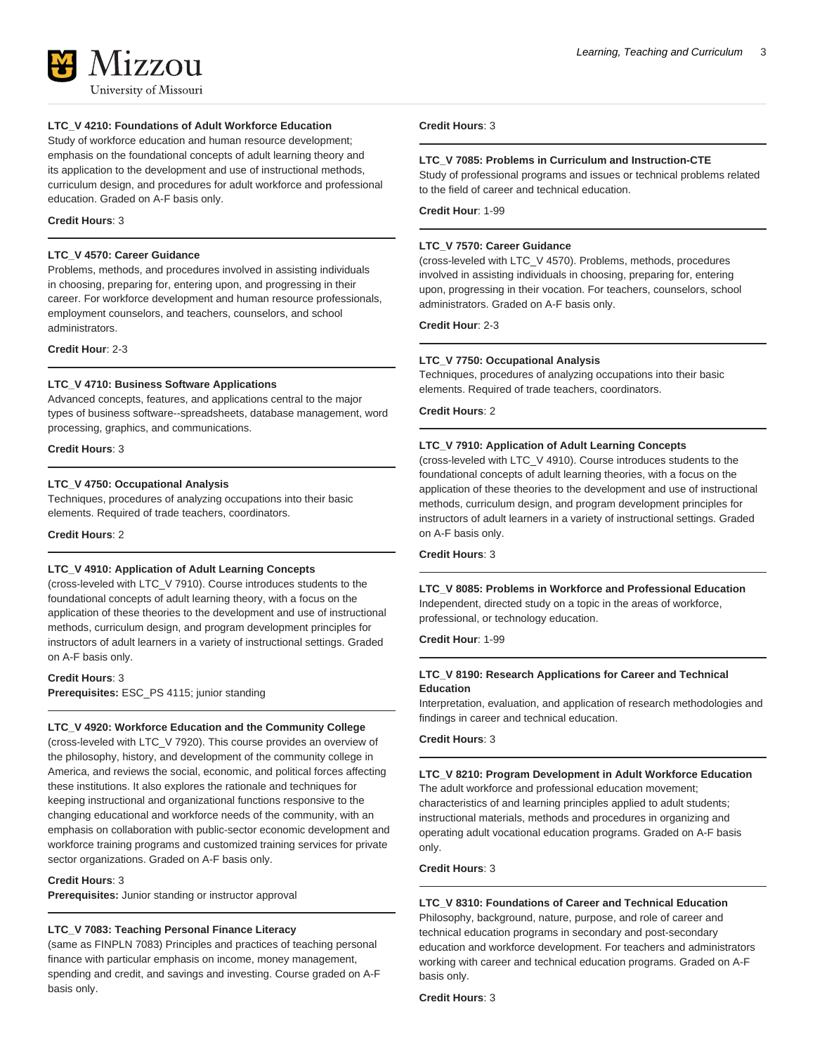**LTC_V 4210: Foundations of Adult Workforce Education**

Study of workforce education and human resource development; emphasis on the foundational concepts of adult learning theory and its application to the development and use of instructional methods, curriculum design, and procedures for adult workforce and professional education. Graded on A-F basis only.

**Credit Hours**: 3

---

**LTC_V 4570: Career Guidance**

Problems, methods, and procedures involved in assisting individuals in choosing, preparing for, entering upon, and progressing in their career. For workforce development and human resource professionals, employment counselors, and teachers, counselors, and school administrators.

**Credit Hour**: 2-3

---

**LTC_V 4710: Business Software Applications**

Advanced concepts, features, and applications central to the major types of business software--spreadsheets, database management, word processing, graphics, and communications.

**Credit Hours**: 3

---

**LTC_V 4750: Occupational Analysis**

Techniques, procedures of analyzing occupations into their basic elements. Required of trade teachers, coordinators.

**Credit Hours**: 2

---

**LTC_V 4910: Application of Adult Learning Concepts**

(cross-leveled with LTC_V 7910). Course introduces students to the foundational concepts of adult learning theory, with a focus on the application of these theories to the development and use of instructional methods, curriculum design, and program development principles for instructors of adult learners in a variety of instructional settings. Graded on A-F basis only.

**Credit Hours**: 3
**Prerequisites:** ESC_PS 4115; junior standing

---

**LTC_V 4920: Workforce Education and the Community College**

(cross-leveled with LTC_V 7920). This course provides an overview of the philosophy, history, and development of the community college in America, and reviews the social, economic, and political forces affecting these institutions. It also explores the rationale and techniques for keeping instructional and organizational functions responsive to the changing educational and workforce needs of the community, with an emphasis on collaboration with public-sector economic development and workforce training programs and customized training services for private sector organizations. Graded on A-F basis only.

**Credit Hours**: 3
**Prerequisites:** Junior standing or instructor approval

---

**LTC_V 7083: Teaching Personal Finance Literacy**

(same as FINPLN 7083) Principles and practices of teaching personal finance with particular emphasis on income, money management, spending and credit, and savings and investing. Course graded on A-F basis only.

**Credit Hours**: 3

---

**LTC_V 7085: Problems in Curriculum and Instruction-CTE**

Study of professional programs and issues or technical problems related to the field of career and technical education.

**Credit Hour**: 1-99

---

**LTC_V 7570: Career Guidance**

(cross-leveled with LTC_V 4570). Problems, methods, procedures involved in assisting individuals in choosing, preparing for, entering upon, progressing in their vocation. For teachers, counselors, school administrators. Graded on A-F basis only.

**Credit Hour**: 2-3

---

**LTC_V 7750: Occupational Analysis**

Techniques, procedures of analyzing occupations into their basic elements. Required of trade teachers, coordinators.

**Credit Hours**: 2

---

**LTC_V 7910: Application of Adult Learning Concepts**

(cross-leveled with LTC_V 4910). Course introduces students to the foundational concepts of adult learning theories, with a focus on the application of these theories to the development and use of instructional methods, curriculum design, and program development principles for instructors of adult learners in a variety of instructional settings. Graded on A-F basis only.

**Credit Hours**: 3

---

**LTC_V 8085: Problems in Workforce and Professional Education**

Independent, directed study on a topic in the areas of workforce, professional, or technology education.

**Credit Hour**: 1-99

---

**LTC_V 8190: Research Applications for Career and Technical Education**

Interpretation, evaluation, and application of research methodologies and findings in career and technical education.

**Credit Hours**: 3

---

**LTC_V 8210: Program Development in Adult Workforce Education**

The adult workforce and professional education movement; characteristics of and learning principles applied to adult students; instructional materials, methods and procedures in organizing and operating adult vocational education programs. Graded on A-F basis only.

**Credit Hours**: 3

---

**LTC_V 8310: Foundations of Career and Technical Education**

Philosophy, background, nature, purpose, and role of career and technical education programs in secondary and post-secondary education and workforce development. For teachers and administrators working with career and technical education programs. Graded on A-F basis only.

**Credit Hours**: 3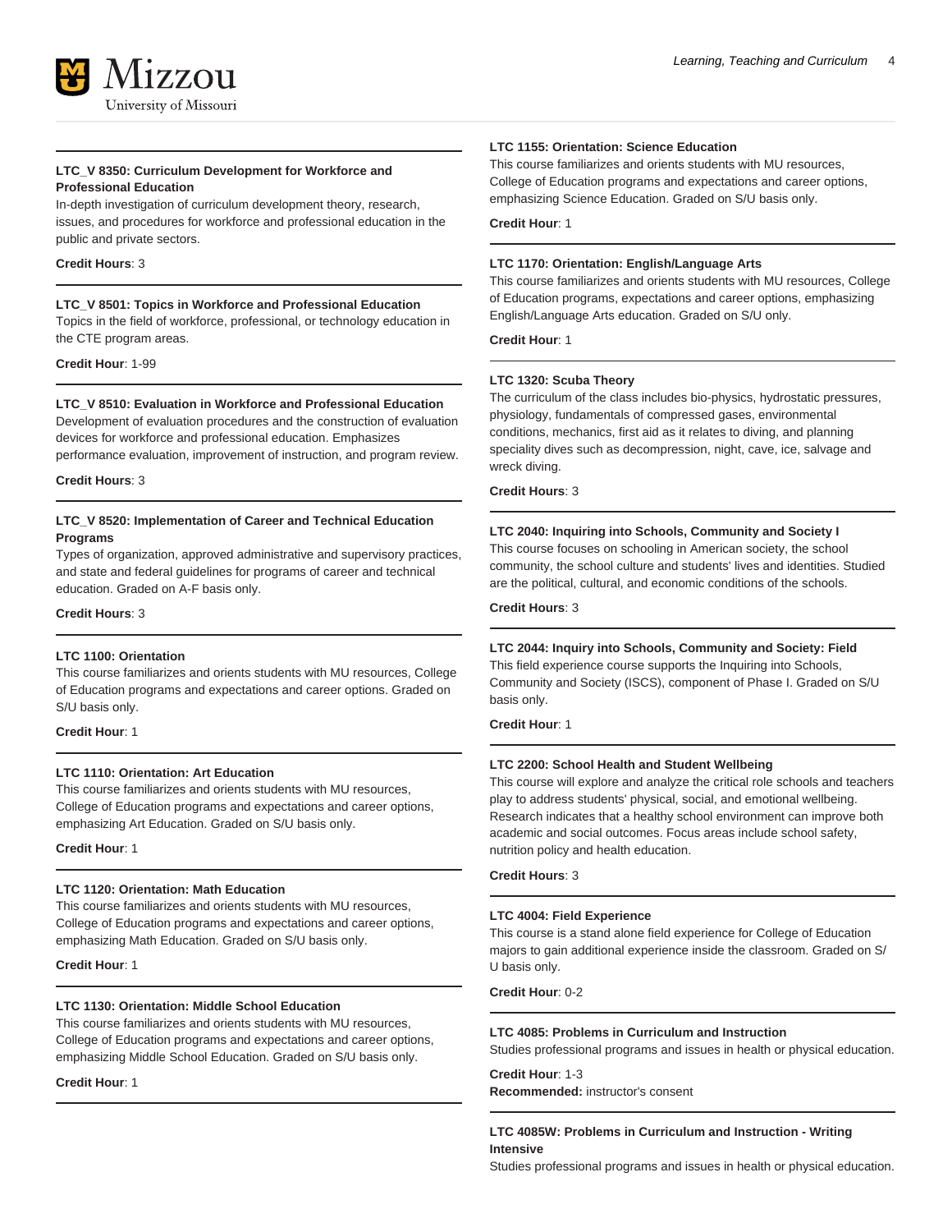#### LTC_V 8350: Curriculum Development for Workforce and Professional Education

In-depth investigation of curriculum development theory, research, issues, and procedures for workforce and professional education in the public and private sectors.

**Credit Hours**: 3

#### LTC_V 8501: Topics in Workforce and Professional Education

Topics in the field of workforce, professional, or technology education in the CTE program areas.

**Credit Hour**: 1-99

#### LTC_V 8510: Evaluation in Workforce and Professional Education

Development of evaluation procedures and the construction of evaluation devices for workforce and professional education. Emphasizes performance evaluation, improvement of instruction, and program review.

**Credit Hours**: 3

#### LTC_V 8520: Implementation of Career and Technical Education Programs

Types of organization, approved administrative and supervisory practices, and state and federal guidelines for programs of career and technical education. Graded on A-F basis only.

**Credit Hours**: 3

#### LTC 1100: Orientation

This course familiarizes and orients students with MU resources, College of Education programs and expectations and career options. Graded on S/U basis only.

**Credit Hour**: 1

#### LTC 1110: Orientation: Art Education

This course familiarizes and orients students with MU resources, College of Education programs and expectations and career options, emphasizing Art Education. Graded on S/U basis only.

**Credit Hour**: 1

#### LTC 1120: Orientation: Math Education

This course familiarizes and orients students with MU resources, College of Education programs and expectations and career options, emphasizing Math Education. Graded on S/U basis only.

**Credit Hour**: 1

#### LTC 1130: Orientation: Middle School Education

This course familiarizes and orients students with MU resources, College of Education programs and expectations and career options, emphasizing Middle School Education. Graded on S/U basis only.

**Credit Hour**: 1

#### LTC 1155: Orientation: Science Education

This course familiarizes and orients students with MU resources, College of Education programs and expectations and career options, emphasizing Science Education. Graded on S/U basis only.

**Credit Hour**: 1

#### LTC 1170: Orientation: English/Language Arts

This course familiarizes and orients students with MU resources, College of Education programs, expectations and career options, emphasizing English/Language Arts education. Graded on S/U only.

**Credit Hour**: 1

#### LTC 1320: Scuba Theory

The curriculum of the class includes bio-physics, hydrostatic pressures, physiology, fundamentals of compressed gases, environmental conditions, mechanics, first aid as it relates to diving, and planning speciality dives such as decompression, night, cave, ice, salvage and wreck diving.

**Credit Hours**: 3

#### LTC 2040: Inquiring into Schools, Community and Society I

This course focuses on schooling in American society, the school community, the school culture and students' lives and identities. Studied are the political, cultural, and economic conditions of the schools.

**Credit Hours**: 3

#### LTC 2044: Inquiry into Schools, Community and Society: Field

This field experience course supports the Inquiring into Schools, Community and Society (ISCS), component of Phase I. Graded on S/U basis only.

**Credit Hour**: 1

#### LTC 2200: School Health and Student Wellbeing

This course will explore and analyze the critical role schools and teachers play to address students' physical, social, and emotional wellbeing. Research indicates that a healthy school environment can improve both academic and social outcomes. Focus areas include school safety, nutrition policy and health education.

**Credit Hours**: 3

#### LTC 4004: Field Experience

This course is a stand alone field experience for College of Education majors to gain additional experience inside the classroom. Graded on S/U basis only.

**Credit Hour**: 0-2

#### LTC 4085: Problems in Curriculum and Instruction

Studies professional programs and issues in health or physical education.

**Credit Hour**: 1-3
**Recommended:** instructor's consent

#### LTC 4085W: Problems in Curriculum and Instruction - Writing Intensive

Studies professional programs and issues in health or physical education.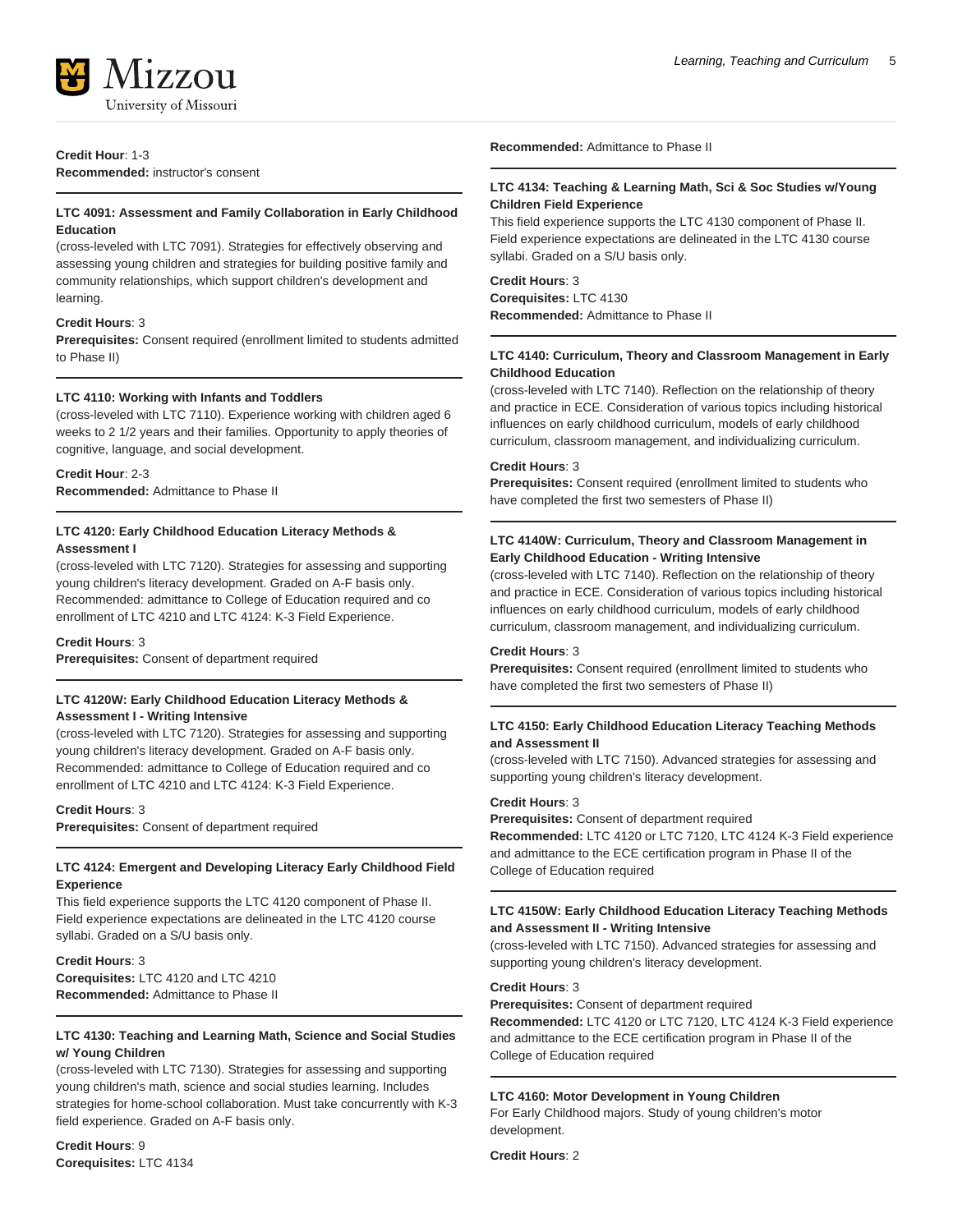**Credit Hour**: 1-3
**Recommended:** instructor's consent

### LTC 4091: Assessment and Family Collaboration in Early Childhood Education

(cross-leveled with LTC 7091). Strategies for effectively observing and assessing young children and strategies for building positive family and community relationships, which support children's development and learning.

**Credit Hours**: 3
**Prerequisites:** Consent required (enrollment limited to students admitted to Phase II)

### LTC 4110: Working with Infants and Toddlers

(cross-leveled with LTC 7110). Experience working with children aged 6 weeks to 2 1/2 years and their families. Opportunity to apply theories of cognitive, language, and social development.

**Credit Hour**: 2-3
**Recommended:** Admittance to Phase II

### LTC 4120: Early Childhood Education Literacy Methods & Assessment I

(cross-leveled with LTC 7120). Strategies for assessing and supporting young children's literacy development. Graded on A-F basis only. Recommended: admittance to College of Education required and co enrollment of LTC 4210 and LTC 4124: K-3 Field Experience.

**Credit Hours**: 3
**Prerequisites:** Consent of department required

### LTC 4120W: Early Childhood Education Literacy Methods & Assessment I - Writing Intensive

(cross-leveled with LTC 7120). Strategies for assessing and supporting young children's literacy development. Graded on A-F basis only. Recommended: admittance to College of Education required and co enrollment of LTC 4210 and LTC 4124: K-3 Field Experience.

**Credit Hours**: 3
**Prerequisites:** Consent of department required

### LTC 4124: Emergent and Developing Literacy Early Childhood Field Experience

This field experience supports the LTC 4120 component of Phase II. Field experience expectations are delineated in the LTC 4120 course syllabi. Graded on a S/U basis only.

**Credit Hours**: 3
**Corequisites:** LTC 4120 and LTC 4210
**Recommended:** Admittance to Phase II

### LTC 4130: Teaching and Learning Math, Science and Social Studies w/ Young Children

(cross-leveled with LTC 7130). Strategies for assessing and supporting young children's math, science and social studies learning. Includes strategies for home-school collaboration. Must take concurrently with K-3 field experience. Graded on A-F basis only.

**Credit Hours**: 9
**Corequisites:** LTC 4134
**Recommended:** Admittance to Phase II

### LTC 4134: Teaching & Learning Math, Sci & Soc Studies w/Young Children Field Experience

This field experience supports the LTC 4130 component of Phase II. Field experience expectations are delineated in the LTC 4130 course syllabi. Graded on a S/U basis only.

**Credit Hours**: 3
**Corequisites:** LTC 4130
**Recommended:** Admittance to Phase II

### LTC 4140: Curriculum, Theory and Classroom Management in Early Childhood Education

(cross-leveled with LTC 7140). Reflection on the relationship of theory and practice in ECE. Consideration of various topics including historical influences on early childhood curriculum, models of early childhood curriculum, classroom management, and individualizing curriculum.

**Credit Hours**: 3
**Prerequisites:** Consent required (enrollment limited to students who have completed the first two semesters of Phase II)

### LTC 4140W: Curriculum, Theory and Classroom Management in Early Childhood Education - Writing Intensive

(cross-leveled with LTC 7140). Reflection on the relationship of theory and practice in ECE. Consideration of various topics including historical influences on early childhood curriculum, models of early childhood curriculum, classroom management, and individualizing curriculum.

**Credit Hours**: 3
**Prerequisites:** Consent required (enrollment limited to students who have completed the first two semesters of Phase II)

### LTC 4150: Early Childhood Education Literacy Teaching Methods and Assessment II

(cross-leveled with LTC 7150). Advanced strategies for assessing and supporting young children's literacy development.

**Credit Hours**: 3
**Prerequisites:** Consent of department required
**Recommended:** LTC 4120 or LTC 7120, LTC 4124 K-3 Field experience and admittance to the ECE certification program in Phase II of the College of Education required

### LTC 4150W: Early Childhood Education Literacy Teaching Methods and Assessment II - Writing Intensive

(cross-leveled with LTC 7150). Advanced strategies for assessing and supporting young children's literacy development.

**Credit Hours**: 3
**Prerequisites:** Consent of department required
**Recommended:** LTC 4120 or LTC 7120, LTC 4124 K-3 Field experience and admittance to the ECE certification program in Phase II of the College of Education required

### LTC 4160: Motor Development in Young Children

For Early Childhood majors. Study of young children's motor development.

**Credit Hours**: 2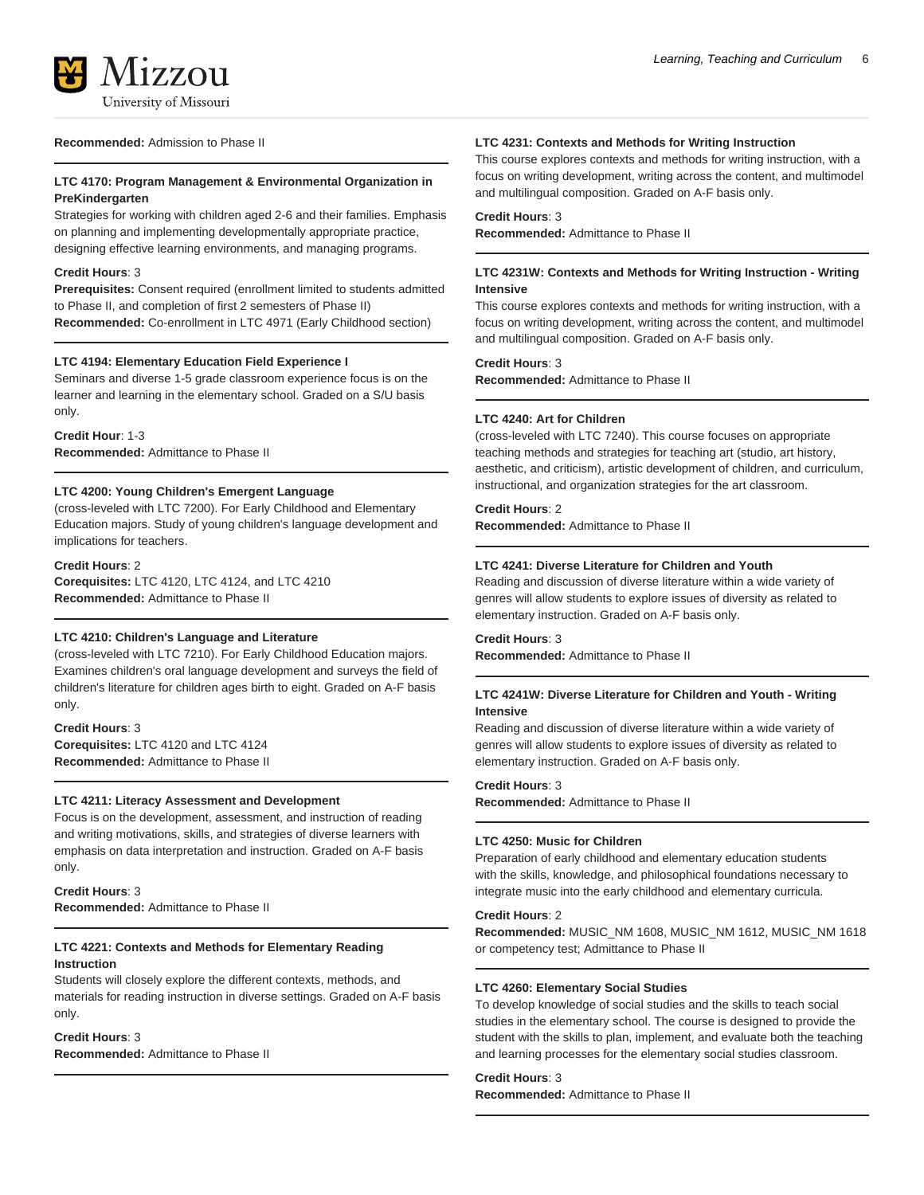**Recommended:** Admission to Phase II

### LTC 4170: Program Management & Environmental Organization in PreKindergarten

Strategies for working with children aged 2-6 and their families. Emphasis on planning and implementing developmentally appropriate practice, designing effective learning environments, and managing programs.

**Credit Hours**: 3
**Prerequisites:** Consent required (enrollment limited to students admitted to Phase II, and completion of first 2 semesters of Phase II)
**Recommended:** Co-enrollment in LTC 4971 (Early Childhood section)

### LTC 4194: Elementary Education Field Experience I

Seminars and diverse 1-5 grade classroom experience focus is on the learner and learning in the elementary school. Graded on a S/U basis only.

**Credit Hour**: 1-3
**Recommended:** Admittance to Phase II

### LTC 4200: Young Children's Emergent Language

(cross-leveled with LTC 7200). For Early Childhood and Elementary Education majors. Study of young children's language development and implications for teachers.

**Credit Hours**: 2
**Corequisites:** LTC 4120, LTC 4124, and LTC 4210
**Recommended:** Admittance to Phase II

### LTC 4210: Children's Language and Literature

(cross-leveled with LTC 7210). For Early Childhood Education majors. Examines children's oral language development and surveys the field of children's literature for children ages birth to eight. Graded on A-F basis only.

**Credit Hours**: 3
**Corequisites:** LTC 4120 and LTC 4124
**Recommended:** Admittance to Phase II

### LTC 4211: Literacy Assessment and Development

Focus is on the development, assessment, and instruction of reading and writing motivations, skills, and strategies of diverse learners with emphasis on data interpretation and instruction. Graded on A-F basis only.

**Credit Hours**: 3
**Recommended:** Admittance to Phase II

### LTC 4221: Contexts and Methods for Elementary Reading Instruction

Students will closely explore the different contexts, methods, and materials for reading instruction in diverse settings. Graded on A-F basis only.

**Credit Hours**: 3
**Recommended:** Admittance to Phase II

### LTC 4231: Contexts and Methods for Writing Instruction

This course explores contexts and methods for writing instruction, with a focus on writing development, writing across the content, and multimodel and multilingual composition. Graded on A-F basis only.

**Credit Hours**: 3
**Recommended:** Admittance to Phase II

### LTC 4231W: Contexts and Methods for Writing Instruction - Writing Intensive

This course explores contexts and methods for writing instruction, with a focus on writing development, writing across the content, and multimodel and multilingual composition. Graded on A-F basis only.

**Credit Hours**: 3
**Recommended:** Admittance to Phase II

### LTC 4240: Art for Children

(cross-leveled with LTC 7240). This course focuses on appropriate teaching methods and strategies for teaching art (studio, art history, aesthetic, and criticism), artistic development of children, and curriculum, instructional, and organization strategies for the art classroom.

**Credit Hours**: 2
**Recommended:** Admittance to Phase II

### LTC 4241: Diverse Literature for Children and Youth

Reading and discussion of diverse literature within a wide variety of genres will allow students to explore issues of diversity as related to elementary instruction. Graded on A-F basis only.

**Credit Hours**: 3
**Recommended:** Admittance to Phase II

### LTC 4241W: Diverse Literature for Children and Youth - Writing Intensive

Reading and discussion of diverse literature within a wide variety of genres will allow students to explore issues of diversity as related to elementary instruction. Graded on A-F basis only.

**Credit Hours**: 3
**Recommended:** Admittance to Phase II

### LTC 4250: Music for Children

Preparation of early childhood and elementary education students with the skills, knowledge, and philosophical foundations necessary to integrate music into the early childhood and elementary curricula.

**Credit Hours**: 2
**Recommended:** MUSIC_NM 1608, MUSIC_NM 1612, MUSIC_NM 1618 or competency test; Admittance to Phase II

### LTC 4260: Elementary Social Studies

To develop knowledge of social studies and the skills to teach social studies in the elementary school. The course is designed to provide the student with the skills to plan, implement, and evaluate both the teaching and learning processes for the elementary social studies classroom.

**Credit Hours**: 3
**Recommended:** Admittance to Phase II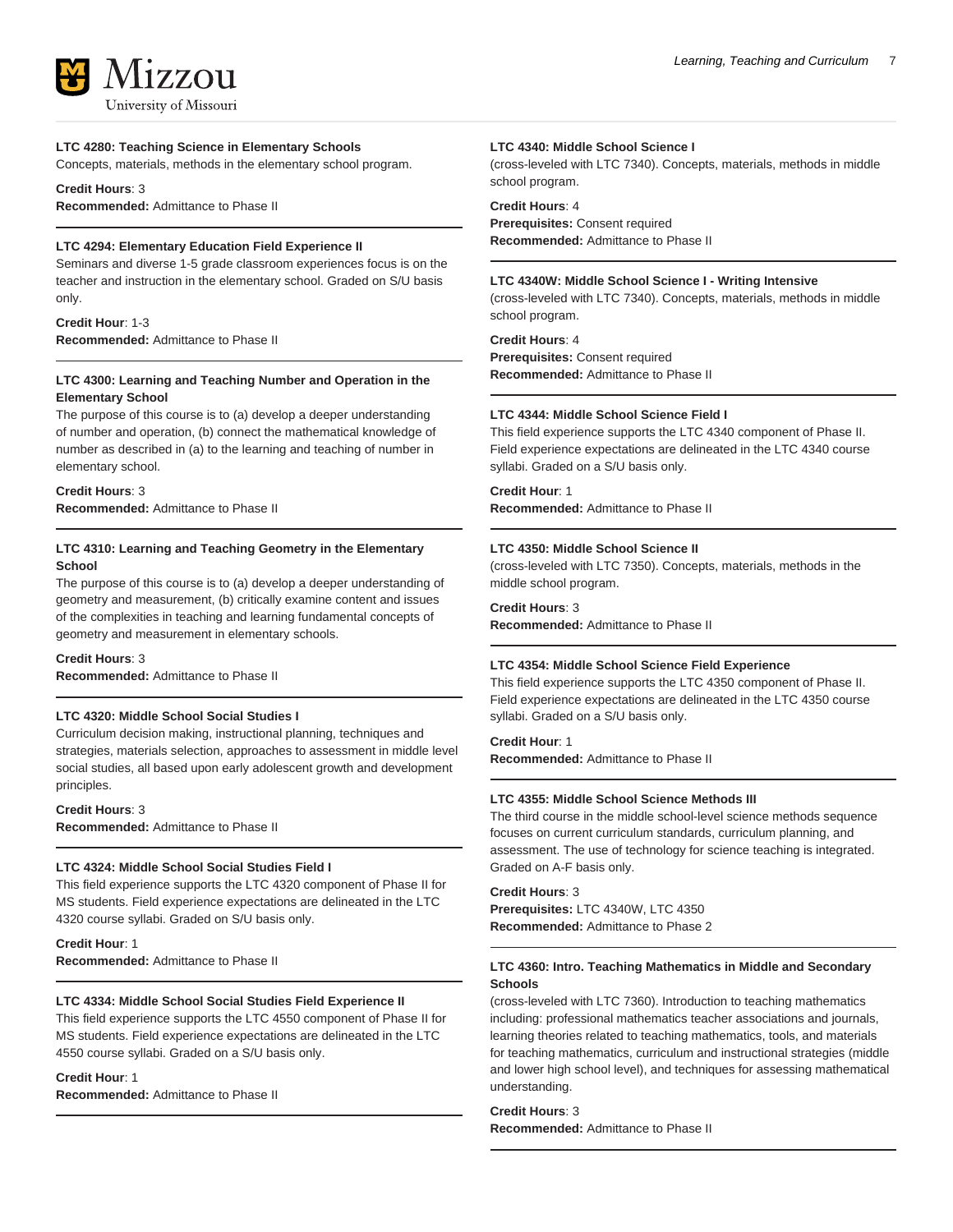**LTC 4280: Teaching Science in Elementary Schools**
Concepts, materials, methods in the elementary school program.

**Credit Hours**: 3
**Recommended:** Admittance to Phase II

---

**LTC 4294: Elementary Education Field Experience II**
Seminars and diverse 1-5 grade classroom experiences focus is on the teacher and instruction in the elementary school. Graded on S/U basis only.

**Credit Hour**: 1-3
**Recommended:** Admittance to Phase II

---

**LTC 4300: Learning and Teaching Number and Operation in the Elementary School**
The purpose of this course is to (a) develop a deeper understanding of number and operation, (b) connect the mathematical knowledge of number as described in (a) to the learning and teaching of number in elementary school.

**Credit Hours**: 3
**Recommended:** Admittance to Phase II

---

**LTC 4310: Learning and Teaching Geometry in the Elementary School**
The purpose of this course is to (a) develop a deeper understanding of geometry and measurement, (b) critically examine content and issues of the complexities in teaching and learning fundamental concepts of geometry and measurement in elementary schools.

**Credit Hours**: 3
**Recommended:** Admittance to Phase II

---

**LTC 4320: Middle School Social Studies I**
Curriculum decision making, instructional planning, techniques and strategies, materials selection, approaches to assessment in middle level social studies, all based upon early adolescent growth and development principles.

**Credit Hours**: 3
**Recommended:** Admittance to Phase II

---

**LTC 4324: Middle School Social Studies Field I**
This field experience supports the LTC 4320 component of Phase II for MS students. Field experience expectations are delineated in the LTC 4320 course syllabi. Graded on S/U basis only.

**Credit Hour**: 1
**Recommended:** Admittance to Phase II

---

**LTC 4334: Middle School Social Studies Field Experience II**
This field experience supports the LTC 4550 component of Phase II for MS students. Field experience expectations are delineated in the LTC 4550 course syllabi. Graded on a S/U basis only.

**Credit Hour**: 1
**Recommended:** Admittance to Phase II

---

**LTC 4340: Middle School Science I**
(cross-leveled with LTC 7340). Concepts, materials, methods in middle school program.

**Credit Hours**: 4
**Prerequisites:** Consent required
**Recommended:** Admittance to Phase II

---

**LTC 4340W: Middle School Science I - Writing Intensive**
(cross-leveled with LTC 7340). Concepts, materials, methods in middle school program.

**Credit Hours**: 4
**Prerequisites:** Consent required
**Recommended:** Admittance to Phase II

---

**LTC 4344: Middle School Science Field I**
This field experience supports the LTC 4340 component of Phase II. Field experience expectations are delineated in the LTC 4340 course syllabi. Graded on a S/U basis only.

**Credit Hour**: 1
**Recommended:** Admittance to Phase II

---

**LTC 4350: Middle School Science II**
(cross-leveled with LTC 7350). Concepts, materials, methods in the middle school program.

**Credit Hours**: 3
**Recommended:** Admittance to Phase II

---

**LTC 4354: Middle School Science Field Experience**
This field experience supports the LTC 4350 component of Phase II. Field experience expectations are delineated in the LTC 4350 course syllabi. Graded on a S/U basis only.

**Credit Hour**: 1
**Recommended:** Admittance to Phase II

---

**LTC 4355: Middle School Science Methods III**
The third course in the middle school-level science methods sequence focuses on current curriculum standards, curriculum planning, and assessment. The use of technology for science teaching is integrated. Graded on A-F basis only.

**Credit Hours**: 3
**Prerequisites:** LTC 4340W, LTC 4350
**Recommended:** Admittance to Phase 2

---

**LTC 4360: Intro. Teaching Mathematics in Middle and Secondary Schools**
(cross-leveled with LTC 7360). Introduction to teaching mathematics including: professional mathematics teacher associations and journals, learning theories related to teaching mathematics, tools, and materials for teaching mathematics, curriculum and instructional strategies (middle and lower high school level), and techniques for assessing mathematical understanding.

**Credit Hours**: 3
**Recommended:** Admittance to Phase II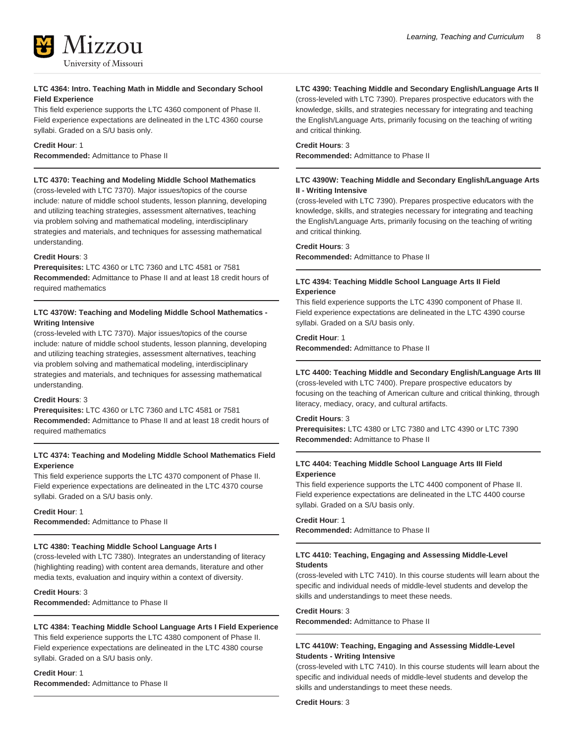#### LTC 4364: Intro. Teaching Math in Middle and Secondary School Field Experience

This field experience supports the LTC 4360 component of Phase II. Field experience expectations are delineated in the LTC 4360 course syllabi. Graded on a S/U basis only.

**Credit Hour**: 1
**Recommended:** Admittance to Phase II

#### LTC 4370: Teaching and Modeling Middle School Mathematics

(cross-leveled with LTC 7370). Major issues/topics of the course include: nature of middle school students, lesson planning, developing and utilizing teaching strategies, assessment alternatives, teaching via problem solving and mathematical modeling, interdisciplinary strategies and materials, and techniques for assessing mathematical understanding.

**Credit Hours**: 3
**Prerequisites:** LTC 4360 or LTC 7360 and LTC 4581 or 7581
**Recommended:** Admittance to Phase II and at least 18 credit hours of required mathematics

#### LTC 4370W: Teaching and Modeling Middle School Mathematics - Writing Intensive

(cross-leveled with LTC 7370). Major issues/topics of the course include: nature of middle school students, lesson planning, developing and utilizing teaching strategies, assessment alternatives, teaching via problem solving and mathematical modeling, interdisciplinary strategies and materials, and techniques for assessing mathematical understanding.

**Credit Hours**: 3
**Prerequisites:** LTC 4360 or LTC 7360 and LTC 4581 or 7581
**Recommended:** Admittance to Phase II and at least 18 credit hours of required mathematics

#### LTC 4374: Teaching and Modeling Middle School Mathematics Field Experience

This field experience supports the LTC 4370 component of Phase II. Field experience expectations are delineated in the LTC 4370 course syllabi. Graded on a S/U basis only.

**Credit Hour**: 1
**Recommended:** Admittance to Phase II

#### LTC 4380: Teaching Middle School Language Arts I

(cross-leveled with LTC 7380). Integrates an understanding of literacy (highlighting reading) with content area demands, literature and other media texts, evaluation and inquiry within a context of diversity.

**Credit Hours**: 3
**Recommended:** Admittance to Phase II

#### LTC 4384: Teaching Middle School Language Arts I Field Experience

This field experience supports the LTC 4380 component of Phase II. Field experience expectations are delineated in the LTC 4380 course syllabi. Graded on a S/U basis only.

**Credit Hour**: 1
**Recommended:** Admittance to Phase II

#### LTC 4390: Teaching Middle and Secondary English/Language Arts II

(cross-leveled with LTC 7390). Prepares prospective educators with the knowledge, skills, and strategies necessary for integrating and teaching the English/Language Arts, primarily focusing on the teaching of writing and critical thinking.

**Credit Hours**: 3
**Recommended:** Admittance to Phase II

#### LTC 4390W: Teaching Middle and Secondary English/Language Arts II - Writing Intensive

(cross-leveled with LTC 7390). Prepares prospective educators with the knowledge, skills, and strategies necessary for integrating and teaching the English/Language Arts, primarily focusing on the teaching of writing and critical thinking.

**Credit Hours**: 3
**Recommended:** Admittance to Phase II

#### LTC 4394: Teaching Middle School Language Arts II Field Experience

This field experience supports the LTC 4390 component of Phase II. Field experience expectations are delineated in the LTC 4390 course syllabi. Graded on a S/U basis only.

**Credit Hour**: 1
**Recommended:** Admittance to Phase II

#### LTC 4400: Teaching Middle and Secondary English/Language Arts III

(cross-leveled with LTC 7400). Prepare prospective educators by focusing on the teaching of American culture and critical thinking, through literacy, mediacy, oracy, and cultural artifacts.

**Credit Hours**: 3
**Prerequisites:** LTC 4380 or LTC 7380 and LTC 4390 or LTC 7390
**Recommended:** Admittance to Phase II

#### LTC 4404: Teaching Middle School Language Arts III Field Experience

This field experience supports the LTC 4400 component of Phase II. Field experience expectations are delineated in the LTC 4400 course syllabi. Graded on a S/U basis only.

**Credit Hour**: 1
**Recommended:** Admittance to Phase II

#### LTC 4410: Teaching, Engaging and Assessing Middle-Level Students

(cross-leveled with LTC 7410). In this course students will learn about the specific and individual needs of middle-level students and develop the skills and understandings to meet these needs.

**Credit Hours**: 3
**Recommended:** Admittance to Phase II

#### LTC 4410W: Teaching, Engaging and Assessing Middle-Level Students - Writing Intensive

(cross-leveled with LTC 7410). In this course students will learn about the specific and individual needs of middle-level students and develop the skills and understandings to meet these needs.

**Credit Hours**: 3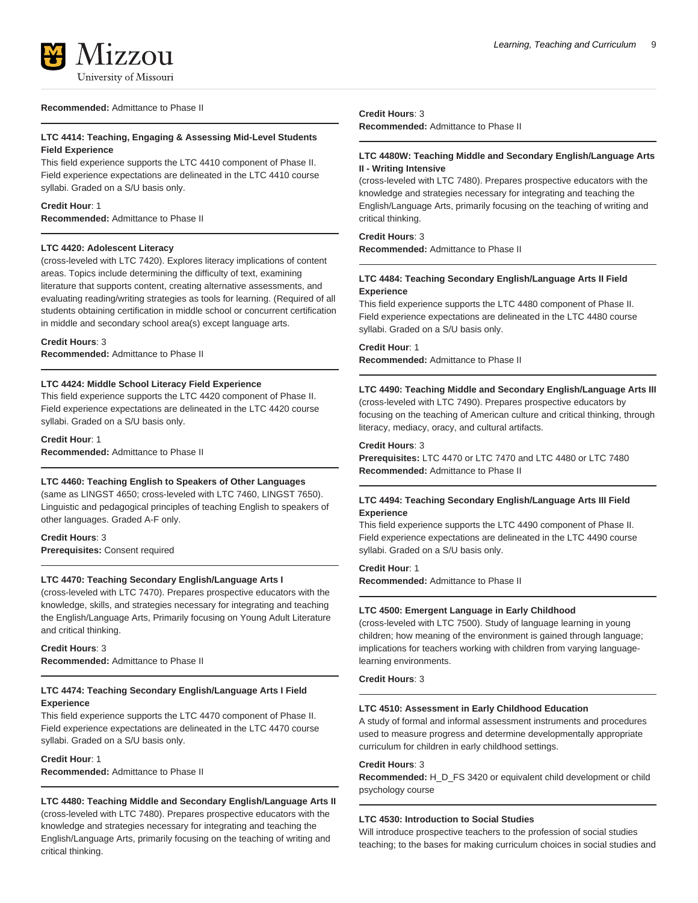**Recommended:** Admittance to Phase II

### LTC 4414: Teaching, Engaging & Assessing Mid-Level Students Field Experience

This field experience supports the LTC 4410 component of Phase II. Field experience expectations are delineated in the LTC 4410 course syllabi. Graded on a S/U basis only.

**Credit Hour**: 1
**Recommended:** Admittance to Phase II

### LTC 4420: Adolescent Literacy

(cross-leveled with LTC 7420). Explores literacy implications of content areas. Topics include determining the difficulty of text, examining literature that supports content, creating alternative assessments, and evaluating reading/writing strategies as tools for learning. (Required of all students obtaining certification in middle school or concurrent certification in middle and secondary school area(s) except language arts.

**Credit Hours**: 3
**Recommended:** Admittance to Phase II

### LTC 4424: Middle School Literacy Field Experience

This field experience supports the LTC 4420 component of Phase II. Field experience expectations are delineated in the LTC 4420 course syllabi. Graded on a S/U basis only.

**Credit Hour**: 1
**Recommended:** Admittance to Phase II

### LTC 4460: Teaching English to Speakers of Other Languages

(same as LINGST 4650; cross-leveled with LTC 7460, LINGST 7650). Linguistic and pedagogical principles of teaching English to speakers of other languages. Graded A-F only.

**Credit Hours**: 3
**Prerequisites:** Consent required

### LTC 4470: Teaching Secondary English/Language Arts I

(cross-leveled with LTC 7470). Prepares prospective educators with the knowledge, skills, and strategies necessary for integrating and teaching the English/Language Arts, Primarily focusing on Young Adult Literature and critical thinking.

**Credit Hours**: 3
**Recommended:** Admittance to Phase II

### LTC 4474: Teaching Secondary English/Language Arts I Field Experience

This field experience supports the LTC 4470 component of Phase II. Field experience expectations are delineated in the LTC 4470 course syllabi. Graded on a S/U basis only.

**Credit Hour**: 1
**Recommended:** Admittance to Phase II

### LTC 4480: Teaching Middle and Secondary English/Language Arts II

(cross-leveled with LTC 7480). Prepares prospective educators with the knowledge and strategies necessary for integrating and teaching the English/Language Arts, primarily focusing on the teaching of writing and critical thinking.

**Credit Hours**: 3
**Recommended:** Admittance to Phase II

### LTC 4480W: Teaching Middle and Secondary English/Language Arts II - Writing Intensive

(cross-leveled with LTC 7480). Prepares prospective educators with the knowledge and strategies necessary for integrating and teaching the English/Language Arts, primarily focusing on the teaching of writing and critical thinking.

**Credit Hours**: 3
**Recommended:** Admittance to Phase II

### LTC 4484: Teaching Secondary English/Language Arts II Field Experience

This field experience supports the LTC 4480 component of Phase II. Field experience expectations are delineated in the LTC 4480 course syllabi. Graded on a S/U basis only.

**Credit Hour**: 1
**Recommended:** Admittance to Phase II

### LTC 4490: Teaching Middle and Secondary English/Language Arts III

(cross-leveled with LTC 7490). Prepares prospective educators by focusing on the teaching of American culture and critical thinking, through literacy, mediacy, oracy, and cultural artifacts.

**Credit Hours**: 3
**Prerequisites:** LTC 4470 or LTC 7470 and LTC 4480 or LTC 7480
**Recommended:** Admittance to Phase II

### LTC 4494: Teaching Secondary English/Language Arts III Field Experience

This field experience supports the LTC 4490 component of Phase II. Field experience expectations are delineated in the LTC 4490 course syllabi. Graded on a S/U basis only.

**Credit Hour**: 1
**Recommended:** Admittance to Phase II

### LTC 4500: Emergent Language in Early Childhood

(cross-leveled with LTC 7500). Study of language learning in young children; how meaning of the environment is gained through language; implications for teachers working with children from varying language-learning environments.

**Credit Hours**: 3

### LTC 4510: Assessment in Early Childhood Education

A study of formal and informal assessment instruments and procedures used to measure progress and determine developmentally appropriate curriculum for children in early childhood settings.

**Credit Hours**: 3
**Recommended:** H_D_FS 3420 or equivalent child development or child psychology course

### LTC 4530: Introduction to Social Studies

Will introduce prospective teachers to the profession of social studies teaching; to the bases for making curriculum choices in social studies and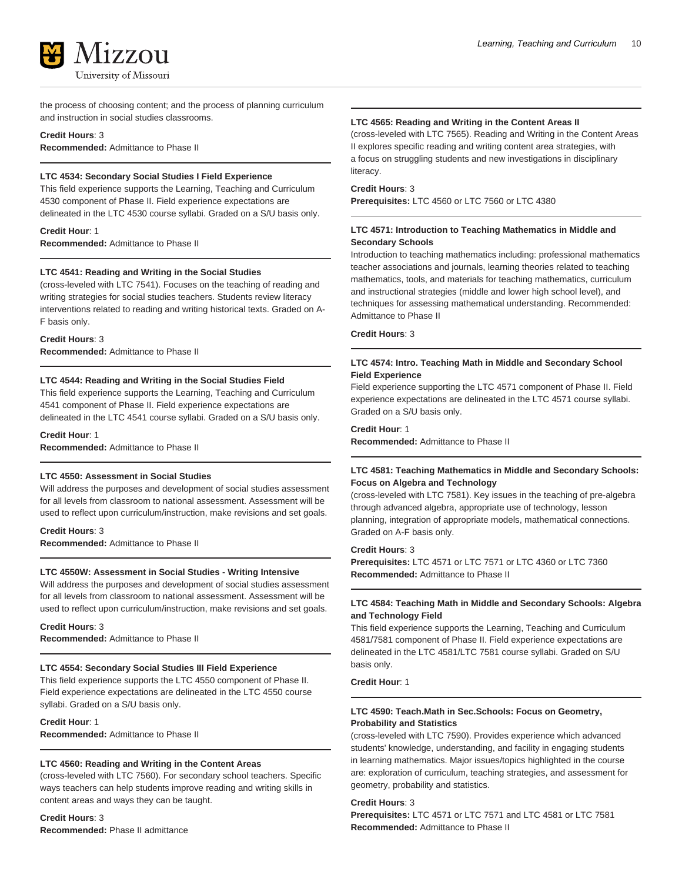the process of choosing content; and the process of planning curriculum and instruction in social studies classrooms.

**Credit Hours**: 3
**Recommended:** Admittance to Phase II

---

**LTC 4534: Secondary Social Studies I Field Experience**

This field experience supports the Learning, Teaching and Curriculum 4530 component of Phase II. Field experience expectations are delineated in the LTC 4530 course syllabi. Graded on a S/U basis only.

**Credit Hour**: 1
**Recommended:** Admittance to Phase II

---

**LTC 4541: Reading and Writing in the Social Studies**

(cross-leveled with LTC 7541). Focuses on the teaching of reading and writing strategies for social studies teachers. Students review literacy interventions related to reading and writing historical texts. Graded on A-F basis only.

**Credit Hours**: 3
**Recommended:** Admittance to Phase II

---

**LTC 4544: Reading and Writing in the Social Studies Field**

This field experience supports the Learning, Teaching and Curriculum 4541 component of Phase II. Field experience expectations are delineated in the LTC 4541 course syllabi. Graded on a S/U basis only.

**Credit Hour**: 1
**Recommended:** Admittance to Phase II

---

**LTC 4550: Assessment in Social Studies**

Will address the purposes and development of social studies assessment for all levels from classroom to national assessment. Assessment will be used to reflect upon curriculum/instruction, make revisions and set goals.

**Credit Hours**: 3
**Recommended:** Admittance to Phase II

---

**LTC 4550W: Assessment in Social Studies - Writing Intensive**

Will address the purposes and development of social studies assessment for all levels from classroom to national assessment. Assessment will be used to reflect upon curriculum/instruction, make revisions and set goals.

**Credit Hours**: 3
**Recommended:** Admittance to Phase II

---

**LTC 4554: Secondary Social Studies III Field Experience**

This field experience supports the LTC 4550 component of Phase II. Field experience expectations are delineated in the LTC 4550 course syllabi. Graded on a S/U basis only.

**Credit Hour**: 1
**Recommended:** Admittance to Phase II

---

**LTC 4560: Reading and Writing in the Content Areas**

(cross-leveled with LTC 7560). For secondary school teachers. Specific ways teachers can help students improve reading and writing skills in content areas and ways they can be taught.

**Credit Hours**: 3
**Recommended:** Phase II admittance

---

**LTC 4565: Reading and Writing in the Content Areas II**

(cross-leveled with LTC 7565). Reading and Writing in the Content Areas II explores specific reading and writing content area strategies, with a focus on struggling students and new investigations in disciplinary literacy.

**Credit Hours**: 3
**Prerequisites:** LTC 4560 or LTC 7560 or LTC 4380

---

**LTC 4571: Introduction to Teaching Mathematics in Middle and Secondary Schools**

Introduction to teaching mathematics including: professional mathematics teacher associations and journals, learning theories related to teaching mathematics, tools, and materials for teaching mathematics, curriculum and instructional strategies (middle and lower high school level), and techniques for assessing mathematical understanding. Recommended: Admittance to Phase II

**Credit Hours**: 3

---

**LTC 4574: Intro. Teaching Math in Middle and Secondary School Field Experience**

Field experience supporting the LTC 4571 component of Phase II. Field experience expectations are delineated in the LTC 4571 course syllabi. Graded on a S/U basis only.

**Credit Hour**: 1
**Recommended:** Admittance to Phase II

---

**LTC 4581: Teaching Mathematics in Middle and Secondary Schools: Focus on Algebra and Technology**

(cross-leveled with LTC 7581). Key issues in the teaching of pre-algebra through advanced algebra, appropriate use of technology, lesson planning, integration of appropriate models, mathematical connections. Graded on A-F basis only.

**Credit Hours**: 3
**Prerequisites:** LTC 4571 or LTC 7571 or LTC 4360 or LTC 7360
**Recommended:** Admittance to Phase II

---

**LTC 4584: Teaching Math in Middle and Secondary Schools: Algebra and Technology Field**

This field experience supports the Learning, Teaching and Curriculum 4581/7581 component of Phase II. Field experience expectations are delineated in the LTC 4581/LTC 7581 course syllabi. Graded on S/U basis only.

**Credit Hour**: 1

---

**LTC 4590: Teach.Math in Sec.Schools: Focus on Geometry, Probability and Statistics**

(cross-leveled with LTC 7590). Provides experience which advanced students' knowledge, understanding, and facility in engaging students in learning mathematics. Major issues/topics highlighted in the course are: exploration of curriculum, teaching strategies, and assessment for geometry, probability and statistics.

**Credit Hours**: 3
**Prerequisites:** LTC 4571 or LTC 7571 and LTC 4581 or LTC 7581
**Recommended:** Admittance to Phase II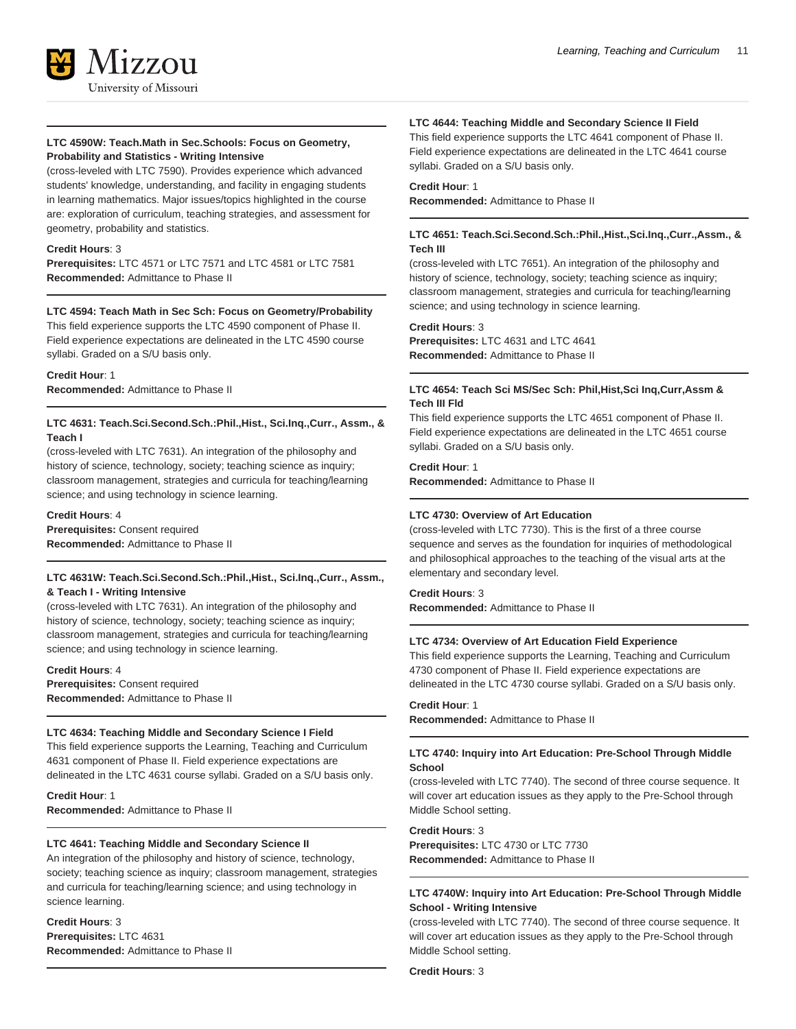#### LTC 4590W: Teach.Math in Sec.Schools: Focus on Geometry, Probability and Statistics - Writing Intensive

(cross-leveled with LTC 7590). Provides experience which advanced students' knowledge, understanding, and facility in engaging students in learning mathematics. Major issues/topics highlighted in the course are: exploration of curriculum, teaching strategies, and assessment for geometry, probability and statistics.

**Credit Hours**: 3
**Prerequisites:** LTC 4571 or LTC 7571 and LTC 4581 or LTC 7581
**Recommended:** Admittance to Phase II

#### LTC 4594: Teach Math in Sec Sch: Focus on Geometry/Probability

This field experience supports the LTC 4590 component of Phase II. Field experience expectations are delineated in the LTC 4590 course syllabi. Graded on a S/U basis only.

**Credit Hour**: 1
**Recommended:** Admittance to Phase II

#### LTC 4631: Teach.Sci.Second.Sch.:Phil.,Hist., Sci.Inq.,Curr., Assm., & Teach I

(cross-leveled with LTC 7631). An integration of the philosophy and history of science, technology, society; teaching science as inquiry; classroom management, strategies and curricula for teaching/learning science; and using technology in science learning.

**Credit Hours**: 4
**Prerequisites:** Consent required
**Recommended:** Admittance to Phase II

#### LTC 4631W: Teach.Sci.Second.Sch.:Phil.,Hist., Sci.Inq.,Curr., Assm., & Teach I - Writing Intensive

(cross-leveled with LTC 7631). An integration of the philosophy and history of science, technology, society; teaching science as inquiry; classroom management, strategies and curricula for teaching/learning science; and using technology in science learning.

**Credit Hours**: 4
**Prerequisites:** Consent required
**Recommended:** Admittance to Phase II

#### LTC 4634: Teaching Middle and Secondary Science I Field

This field experience supports the Learning, Teaching and Curriculum 4631 component of Phase II. Field experience expectations are delineated in the LTC 4631 course syllabi. Graded on a S/U basis only.

**Credit Hour**: 1
**Recommended:** Admittance to Phase II

#### LTC 4641: Teaching Middle and Secondary Science II

An integration of the philosophy and history of science, technology, society; teaching science as inquiry; classroom management, strategies and curricula for teaching/learning science; and using technology in science learning.

**Credit Hours**: 3
**Prerequisites:** LTC 4631
**Recommended:** Admittance to Phase II

#### LTC 4644: Teaching Middle and Secondary Science II Field

This field experience supports the LTC 4641 component of Phase II. Field experience expectations are delineated in the LTC 4641 course syllabi. Graded on a S/U basis only.

**Credit Hour**: 1
**Recommended:** Admittance to Phase II

#### LTC 4651: Teach.Sci.Second.Sch.:Phil.,Hist.,Sci.Inq.,Curr.,Assm., & Tech III

(cross-leveled with LTC 7651). An integration of the philosophy and history of science, technology, society; teaching science as inquiry; classroom management, strategies and curricula for teaching/learning science; and using technology in science learning.

**Credit Hours**: 3
**Prerequisites:** LTC 4631 and LTC 4641
**Recommended:** Admittance to Phase II

#### LTC 4654: Teach Sci MS/Sec Sch: Phil,Hist,Sci Inq,Curr,Assm & Tech III Fld

This field experience supports the LTC 4651 component of Phase II. Field experience expectations are delineated in the LTC 4651 course syllabi. Graded on a S/U basis only.

**Credit Hour**: 1
**Recommended:** Admittance to Phase II

#### LTC 4730: Overview of Art Education

(cross-leveled with LTC 7730). This is the first of a three course sequence and serves as the foundation for inquiries of methodological and philosophical approaches to the teaching of the visual arts at the elementary and secondary level.

**Credit Hours**: 3
**Recommended:** Admittance to Phase II

#### LTC 4734: Overview of Art Education Field Experience

This field experience supports the Learning, Teaching and Curriculum 4730 component of Phase II. Field experience expectations are delineated in the LTC 4730 course syllabi. Graded on a S/U basis only.

**Credit Hour**: 1
**Recommended:** Admittance to Phase II

#### LTC 4740: Inquiry into Art Education: Pre-School Through Middle School

(cross-leveled with LTC 7740). The second of three course sequence. It will cover art education issues as they apply to the Pre-School through Middle School setting.

**Credit Hours**: 3
**Prerequisites:** LTC 4730 or LTC 7730
**Recommended:** Admittance to Phase II

#### LTC 4740W: Inquiry into Art Education: Pre-School Through Middle School - Writing Intensive

(cross-leveled with LTC 7740). The second of three course sequence. It will cover art education issues as they apply to the Pre-School through Middle School setting.

**Credit Hours**: 3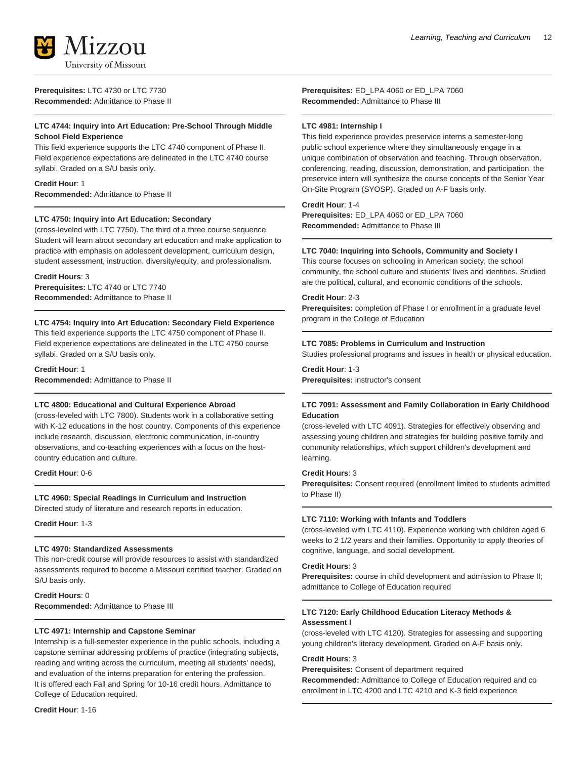**Prerequisites:** LTC 4730 or LTC 7730
**Recommended:** Admittance to Phase II

---

**LTC 4744: Inquiry into Art Education: Pre-School Through Middle School Field Experience**

This field experience supports the LTC 4740 component of Phase II. Field experience expectations are delineated in the LTC 4740 course syllabi. Graded on a S/U basis only.

**Credit Hour**: 1
**Recommended:** Admittance to Phase II

---

**LTC 4750: Inquiry into Art Education: Secondary**

(cross-leveled with LTC 7750). The third of a three course sequence. Student will learn about secondary art education and make application to practice with emphasis on adolescent development, curriculum design, student assessment, instruction, diversity/equity, and professionalism.

**Credit Hours**: 3
**Prerequisites:** LTC 4740 or LTC 7740
**Recommended:** Admittance to Phase II

---

**LTC 4754: Inquiry into Art Education: Secondary Field Experience**

This field experience supports the LTC 4750 component of Phase II. Field experience expectations are delineated in the LTC 4750 course syllabi. Graded on a S/U basis only.

**Credit Hour**: 1
**Recommended:** Admittance to Phase II

---

**LTC 4800: Educational and Cultural Experience Abroad**

(cross-leveled with LTC 7800). Students work in a collaborative setting with K-12 educations in the host country. Components of this experience include research, discussion, electronic communication, in-country observations, and co-teaching experiences with a focus on the host-country education and culture.

**Credit Hour**: 0-6

---

**LTC 4960: Special Readings in Curriculum and Instruction**

Directed study of literature and research reports in education.

**Credit Hour**: 1-3

---

**LTC 4970: Standardized Assessments**

This non-credit course will provide resources to assist with standardized assessments required to become a Missouri certified teacher. Graded on S/U basis only.

**Credit Hours**: 0
**Recommended:** Admittance to Phase III

---

**LTC 4971: Internship and Capstone Seminar**

Internship is a full-semester experience in the public schools, including a capstone seminar addressing problems of practice (integrating subjects, reading and writing across the curriculum, meeting all students' needs), and evaluation of the interns preparation for entering the profession. It is offered each Fall and Spring for 10-16 credit hours. Admittance to College of Education required.

**Credit Hour**: 1-16
**Prerequisites:** ED_LPA 4060 or ED_LPA 7060
**Recommended:** Admittance to Phase III

---

**LTC 4981: Internship I**

This field experience provides preservice interns a semester-long public school experience where they simultaneously engage in a unique combination of observation and teaching. Through observation, conferencing, reading, discussion, demonstration, and participation, the preservice intern will synthesize the course concepts of the Senior Year On-Site Program (SYOSP). Graded on A-F basis only.

**Credit Hour**: 1-4
**Prerequisites:** ED_LPA 4060 or ED_LPA 7060
**Recommended:** Admittance to Phase III

---

**LTC 7040: Inquiring into Schools, Community and Society I**

This course focuses on schooling in American society, the school community, the school culture and students' lives and identities. Studied are the political, cultural, and economic conditions of the schools.

**Credit Hour**: 2-3
**Prerequisites:** completion of Phase I or enrollment in a graduate level program in the College of Education

---

**LTC 7085: Problems in Curriculum and Instruction**

Studies professional programs and issues in health or physical education.

**Credit Hour**: 1-3
**Prerequisites:** instructor's consent

---

**LTC 7091: Assessment and Family Collaboration in Early Childhood Education**

(cross-leveled with LTC 4091). Strategies for effectively observing and assessing young children and strategies for building positive family and community relationships, which support children's development and learning.

**Credit Hours**: 3
**Prerequisites:** Consent required (enrollment limited to students admitted to Phase II)

---

**LTC 7110: Working with Infants and Toddlers**

(cross-leveled with LTC 4110). Experience working with children aged 6 weeks to 2 1/2 years and their families. Opportunity to apply theories of cognitive, language, and social development.

**Credit Hours**: 3
**Prerequisites:** course in child development and admission to Phase II; admittance to College of Education required

---

**LTC 7120: Early Childhood Education Literacy Methods & Assessment I**

(cross-leveled with LTC 4120). Strategies for assessing and supporting young children's literacy development. Graded on A-F basis only.

**Credit Hours**: 3
**Prerequisites:** Consent of department required
**Recommended:** Admittance to College of Education required and co enrollment in LTC 4200 and LTC 4210 and K-3 field experience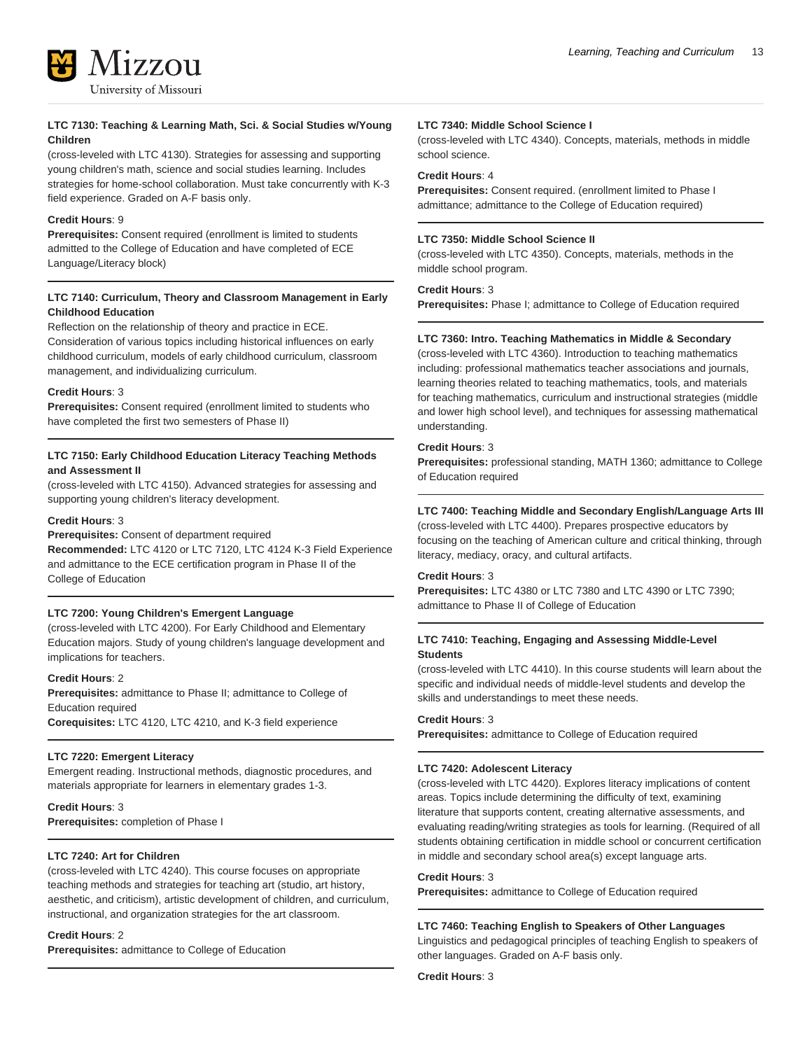#### LTC 7130: Teaching & Learning Math, Sci. & Social Studies w/Young Children

(cross-leveled with LTC 4130). Strategies for assessing and supporting young children's math, science and social studies learning. Includes strategies for home-school collaboration. Must take concurrently with K-3 field experience. Graded on A-F basis only.

**Credit Hours**: 9
**Prerequisites:** Consent required (enrollment is limited to students admitted to the College of Education and have completed of ECE Language/Literacy block)

#### LTC 7140: Curriculum, Theory and Classroom Management in Early Childhood Education

Reflection on the relationship of theory and practice in ECE. Consideration of various topics including historical influences on early childhood curriculum, models of early childhood curriculum, classroom management, and individualizing curriculum.

**Credit Hours**: 3
**Prerequisites:** Consent required (enrollment limited to students who have completed the first two semesters of Phase II)

#### LTC 7150: Early Childhood Education Literacy Teaching Methods and Assessment II

(cross-leveled with LTC 4150). Advanced strategies for assessing and supporting young children's literacy development.

**Credit Hours**: 3
**Prerequisites:** Consent of department required
**Recommended:** LTC 4120 or LTC 7120, LTC 4124 K-3 Field Experience and admittance to the ECE certification program in Phase II of the College of Education

#### LTC 7200: Young Children's Emergent Language

(cross-leveled with LTC 4200). For Early Childhood and Elementary Education majors. Study of young children's language development and implications for teachers.

**Credit Hours**: 2
**Prerequisites:** admittance to Phase II; admittance to College of Education required
**Corequisites:** LTC 4120, LTC 4210, and K-3 field experience

#### LTC 7220: Emergent Literacy

Emergent reading. Instructional methods, diagnostic procedures, and materials appropriate for learners in elementary grades 1-3.

**Credit Hours**: 3
**Prerequisites:** completion of Phase I

#### LTC 7240: Art for Children

(cross-leveled with LTC 4240). This course focuses on appropriate teaching methods and strategies for teaching art (studio, art history, aesthetic, and criticism), artistic development of children, and curriculum, instructional, and organization strategies for the art classroom.

**Credit Hours**: 2
**Prerequisites:** admittance to College of Education

#### LTC 7340: Middle School Science I

(cross-leveled with LTC 4340). Concepts, materials, methods in middle school science.

**Credit Hours**: 4
**Prerequisites:** Consent required. (enrollment limited to Phase I admittance; admittance to the College of Education required)

#### LTC 7350: Middle School Science II

(cross-leveled with LTC 4350). Concepts, materials, methods in the middle school program.

**Credit Hours**: 3
**Prerequisites:** Phase I; admittance to College of Education required

#### LTC 7360: Intro. Teaching Mathematics in Middle & Secondary

(cross-leveled with LTC 4360). Introduction to teaching mathematics including: professional mathematics teacher associations and journals, learning theories related to teaching mathematics, tools, and materials for teaching mathematics, curriculum and instructional strategies (middle and lower high school level), and techniques for assessing mathematical understanding.

**Credit Hours**: 3
**Prerequisites:** professional standing, MATH 1360; admittance to College of Education required

#### LTC 7400: Teaching Middle and Secondary English/Language Arts III

(cross-leveled with LTC 4400). Prepares prospective educators by focusing on the teaching of American culture and critical thinking, through literacy, mediacy, oracy, and cultural artifacts.

**Credit Hours**: 3
**Prerequisites:** LTC 4380 or LTC 7380 and LTC 4390 or LTC 7390; admittance to Phase II of College of Education

#### LTC 7410: Teaching, Engaging and Assessing Middle-Level Students

(cross-leveled with LTC 4410). In this course students will learn about the specific and individual needs of middle-level students and develop the skills and understandings to meet these needs.

**Credit Hours**: 3
**Prerequisites:** admittance to College of Education required

#### LTC 7420: Adolescent Literacy

(cross-leveled with LTC 4420). Explores literacy implications of content areas. Topics include determining the difficulty of text, examining literature that supports content, creating alternative assessments, and evaluating reading/writing strategies as tools for learning. (Required of all students obtaining certification in middle school or concurrent certification in middle and secondary school area(s) except language arts.

**Credit Hours**: 3
**Prerequisites:** admittance to College of Education required

#### LTC 7460: Teaching English to Speakers of Other Languages

Linguistics and pedagogical principles of teaching English to speakers of other languages. Graded on A-F basis only.

**Credit Hours**: 3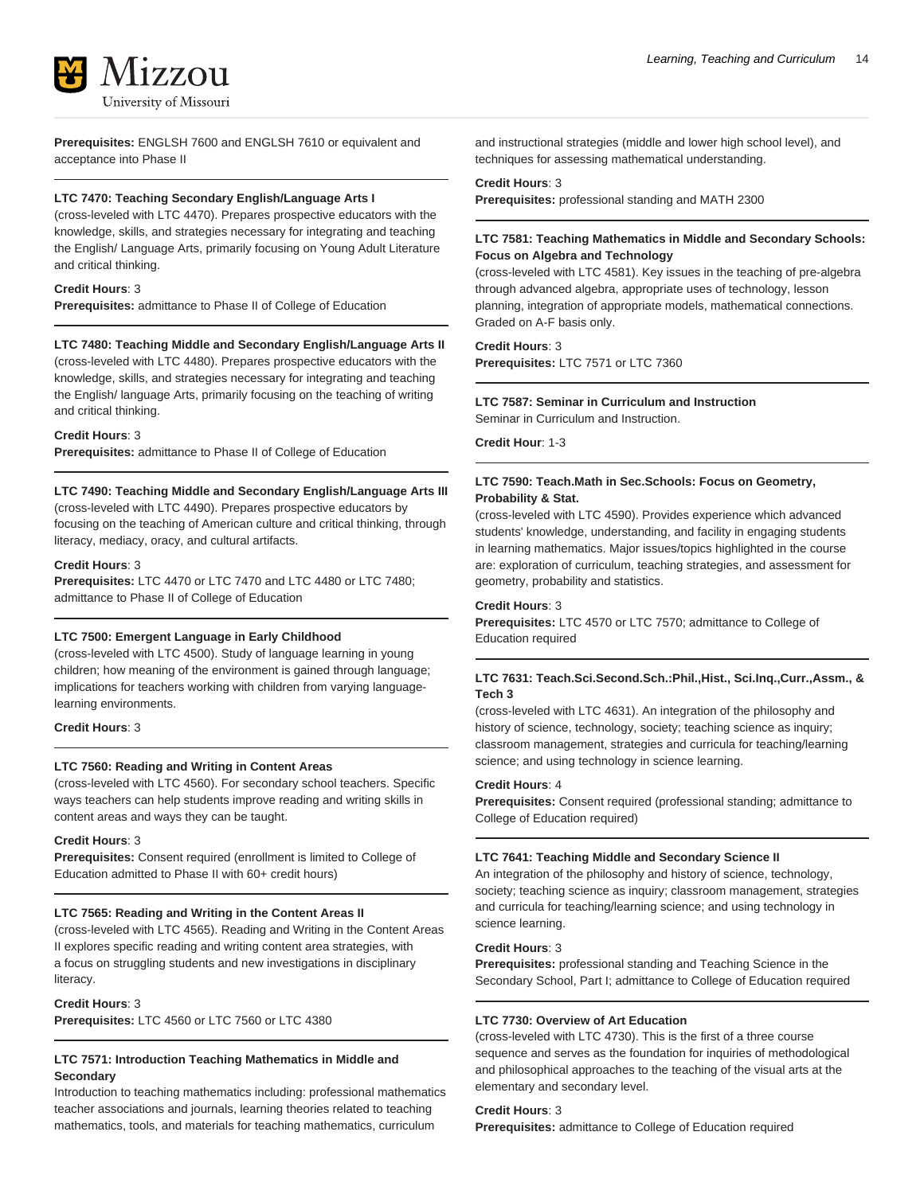**Prerequisites:** ENGLSH 7600 and ENGLSH 7610 or equivalent and acceptance into Phase II

---

**LTC 7470: Teaching Secondary English/Language Arts I**
(cross-leveled with LTC 4470). Prepares prospective educators with the knowledge, skills, and strategies necessary for integrating and teaching the English/ Language Arts, primarily focusing on Young Adult Literature and critical thinking.

**Credit Hours**: 3
**Prerequisites:** admittance to Phase II of College of Education

---

**LTC 7480: Teaching Middle and Secondary English/Language Arts II**
(cross-leveled with LTC 4480). Prepares prospective educators with the knowledge, skills, and strategies necessary for integrating and teaching the English/ language Arts, primarily focusing on the teaching of writing and critical thinking.

**Credit Hours**: 3
**Prerequisites:** admittance to Phase II of College of Education

---

**LTC 7490: Teaching Middle and Secondary English/Language Arts III**
(cross-leveled with LTC 4490). Prepares prospective educators by focusing on the teaching of American culture and critical thinking, through literacy, mediacy, oracy, and cultural artifacts.

**Credit Hours**: 3
**Prerequisites:** LTC 4470 or LTC 7470 and LTC 4480 or LTC 7480; admittance to Phase II of College of Education

---

**LTC 7500: Emergent Language in Early Childhood**
(cross-leveled with LTC 4500). Study of language learning in young children; how meaning of the environment is gained through language; implications for teachers working with children from varying language-learning environments.

**Credit Hours**: 3

---

**LTC 7560: Reading and Writing in Content Areas**
(cross-leveled with LTC 4560). For secondary school teachers. Specific ways teachers can help students improve reading and writing skills in content areas and ways they can be taught.

**Credit Hours**: 3
**Prerequisites:** Consent required (enrollment is limited to College of Education admitted to Phase II with 60+ credit hours)

---

**LTC 7565: Reading and Writing in the Content Areas II**
(cross-leveled with LTC 4565). Reading and Writing in the Content Areas II explores specific reading and writing content area strategies, with a focus on struggling students and new investigations in disciplinary literacy.

**Credit Hours**: 3
**Prerequisites:** LTC 4560 or LTC 7560 or LTC 4380

---

**LTC 7571: Introduction Teaching Mathematics in Middle and Secondary**
Introduction to teaching mathematics including: professional mathematics teacher associations and journals, learning theories related to teaching mathematics, tools, and materials for teaching mathematics, curriculum and instructional strategies (middle and lower high school level), and techniques for assessing mathematical understanding.

**Credit Hours**: 3
**Prerequisites:** professional standing and MATH 2300

---

**LTC 7581: Teaching Mathematics in Middle and Secondary Schools: Focus on Algebra and Technology**
(cross-leveled with LTC 4581). Key issues in the teaching of pre-algebra through advanced algebra, appropriate uses of technology, lesson planning, integration of appropriate models, mathematical connections. Graded on A-F basis only.

**Credit Hours**: 3
**Prerequisites:** LTC 7571 or LTC 7360

---

**LTC 7587: Seminar in Curriculum and Instruction**
Seminar in Curriculum and Instruction.

**Credit Hour**: 1-3

---

**LTC 7590: Teach.Math in Sec.Schools: Focus on Geometry, Probability & Stat.**
(cross-leveled with LTC 4590). Provides experience which advanced students' knowledge, understanding, and facility in engaging students in learning mathematics. Major issues/topics highlighted in the course are: exploration of curriculum, teaching strategies, and assessment for geometry, probability and statistics.

**Credit Hours**: 3
**Prerequisites:** LTC 4570 or LTC 7570; admittance to College of Education required

---

**LTC 7631: Teach.Sci.Second.Sch.:Phil.,Hist., Sci.Inq.,Curr.,Assm., & Tech 3**
(cross-leveled with LTC 4631). An integration of the philosophy and history of science, technology, society; teaching science as inquiry; classroom management, strategies and curricula for teaching/learning science; and using technology in science learning.

**Credit Hours**: 4
**Prerequisites:** Consent required (professional standing; admittance to College of Education required)

---

**LTC 7641: Teaching Middle and Secondary Science II**
An integration of the philosophy and history of science, technology, society; teaching science as inquiry; classroom management, strategies and curricula for teaching/learning science; and using technology in science learning.

**Credit Hours**: 3
**Prerequisites:** professional standing and Teaching Science in the Secondary School, Part I; admittance to College of Education required

---

**LTC 7730: Overview of Art Education**
(cross-leveled with LTC 4730). This is the first of a three course sequence and serves as the foundation for inquiries of methodological and philosophical approaches to the teaching of the visual arts at the elementary and secondary level.

**Credit Hours**: 3
**Prerequisites:** admittance to College of Education required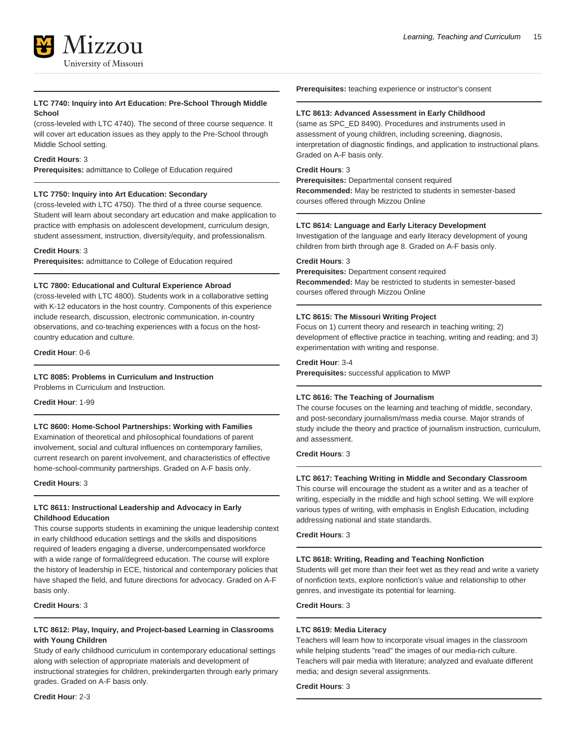#### LTC 7740: Inquiry into Art Education: Pre-School Through Middle School

(cross-leveled with LTC 4740). The second of three course sequence. It will cover art education issues as they apply to the Pre-School through Middle School setting.

**Credit Hours**: 3
**Prerequisites:** admittance to College of Education required

#### LTC 7750: Inquiry into Art Education: Secondary

(cross-leveled with LTC 4750). The third of a three course sequence. Student will learn about secondary art education and make application to practice with emphasis on adolescent development, curriculum design, student assessment, instruction, diversity/equity, and professionalism.

**Credit Hours**: 3
**Prerequisites:** admittance to College of Education required

#### LTC 7800: Educational and Cultural Experience Abroad

(cross-leveled with LTC 4800). Students work in a collaborative setting with K-12 educators in the host country. Components of this experience include research, discussion, electronic communication, in-country observations, and co-teaching experiences with a focus on the host-country education and culture.

**Credit Hour**: 0-6

#### LTC 8085: Problems in Curriculum and Instruction

Problems in Curriculum and Instruction.

**Credit Hour**: 1-99

#### LTC 8600: Home-School Partnerships: Working with Families

Examination of theoretical and philosophical foundations of parent involvement, social and cultural influences on contemporary families, current research on parent involvement, and characteristics of effective home-school-community partnerships. Graded on A-F basis only.

**Credit Hours**: 3

#### LTC 8611: Instructional Leadership and Advocacy in Early Childhood Education

This course supports students in examining the unique leadership context in early childhood education settings and the skills and dispositions required of leaders engaging a diverse, undercompensated workforce with a wide range of formal/degreed education. The course will explore the history of leadership in ECE, historical and contemporary policies that have shaped the field, and future directions for advocacy. Graded on A-F basis only.

**Credit Hours**: 3

#### LTC 8612: Play, Inquiry, and Project-based Learning in Classrooms with Young Children

Study of early childhood curriculum in contemporary educational settings along with selection of appropriate materials and development of instructional strategies for children, prekindergarten through early primary grades. Graded on A-F basis only.

**Credit Hour**: 2-3
**Prerequisites:** teaching experience or instructor's consent

#### LTC 8613: Advanced Assessment in Early Childhood

(same as SPC_ED 8490). Procedures and instruments used in assessment of young children, including screening, diagnosis, interpretation of diagnostic findings, and application to instructional plans. Graded on A-F basis only.

**Credit Hours**: 3
**Prerequisites:** Departmental consent required
**Recommended:** May be restricted to students in semester-based courses offered through Mizzou Online

#### LTC 8614: Language and Early Literacy Development

Investigation of the language and early literacy development of young children from birth through age 8. Graded on A-F basis only.

**Credit Hours**: 3
**Prerequisites:** Department consent required
**Recommended:** May be restricted to students in semester-based courses offered through Mizzou Online

#### LTC 8615: The Missouri Writing Project

Focus on 1) current theory and research in teaching writing; 2) development of effective practice in teaching, writing and reading; and 3) experimentation with writing and response.

**Credit Hour**: 3-4
**Prerequisites:** successful application to MWP

#### LTC 8616: The Teaching of Journalism

The course focuses on the learning and teaching of middle, secondary, and post-secondary journalism/mass media course. Major strands of study include the theory and practice of journalism instruction, curriculum, and assessment.

**Credit Hours**: 3

#### LTC 8617: Teaching Writing in Middle and Secondary Classroom

This course will encourage the student as a writer and as a teacher of writing, especially in the middle and high school setting. We will explore various types of writing, with emphasis in English Education, including addressing national and state standards.

**Credit Hours**: 3

#### LTC 8618: Writing, Reading and Teaching Nonfiction

Students will get more than their feet wet as they read and write a variety of nonfiction texts, explore nonfiction's value and relationship to other genres, and investigate its potential for learning.

**Credit Hours**: 3

#### LTC 8619: Media Literacy

Teachers will learn how to incorporate visual images in the classroom while helping students "read" the images of our media-rich culture. Teachers will pair media with literature; analyzed and evaluate different media; and design several assignments.

**Credit Hours**: 3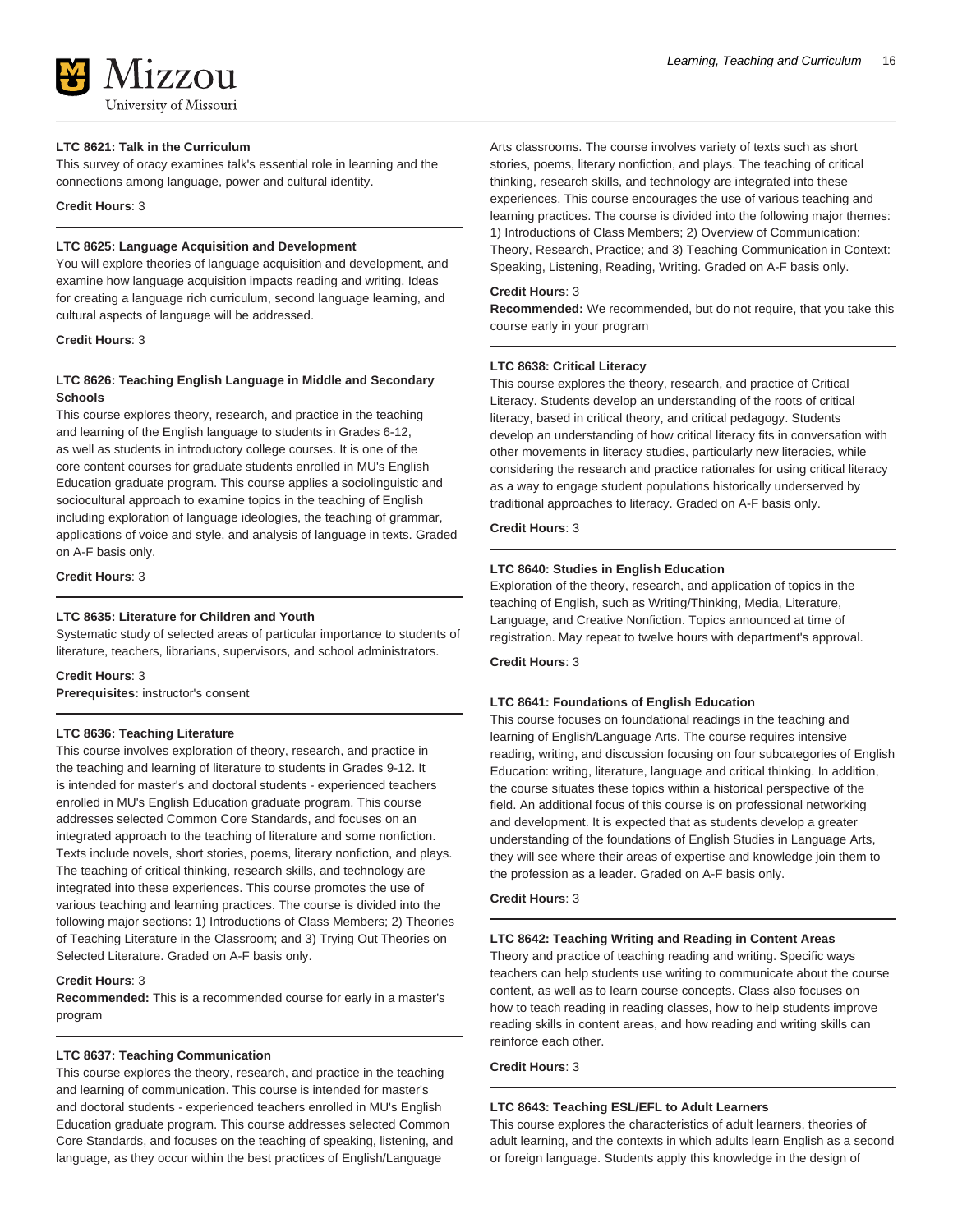**LTC 8621: Talk in the Curriculum**

This survey of oracy examines talk's essential role in learning and the connections among language, power and cultural identity.

**Credit Hours**: 3

---

**LTC 8625: Language Acquisition and Development**

You will explore theories of language acquisition and development, and examine how language acquisition impacts reading and writing. Ideas for creating a language rich curriculum, second language learning, and cultural aspects of language will be addressed.

**Credit Hours**: 3

---

**LTC 8626: Teaching English Language in Middle and Secondary Schools**

This course explores theory, research, and practice in the teaching and learning of the English language to students in Grades 6-12, as well as students in introductory college courses. It is one of the core content courses for graduate students enrolled in MU's English Education graduate program. This course applies a sociolinguistic and sociocultural approach to examine topics in the teaching of English including exploration of language ideologies, the teaching of grammar, applications of voice and style, and analysis of language in texts. Graded on A-F basis only.

**Credit Hours**: 3

---

**LTC 8635: Literature for Children and Youth**

Systematic study of selected areas of particular importance to students of literature, teachers, librarians, supervisors, and school administrators.

**Credit Hours**: 3
**Prerequisites:** instructor's consent

---

**LTC 8636: Teaching Literature**

This course involves exploration of theory, research, and practice in the teaching and learning of literature to students in Grades 9-12. It is intended for master's and doctoral students - experienced teachers enrolled in MU's English Education graduate program. This course addresses selected Common Core Standards, and focuses on an integrated approach to the teaching of literature and some nonfiction. Texts include novels, short stories, poems, literary nonfiction, and plays. The teaching of critical thinking, research skills, and technology are integrated into these experiences. This course promotes the use of various teaching and learning practices. The course is divided into the following major sections: 1) Introductions of Class Members; 2) Theories of Teaching Literature in the Classroom; and 3) Trying Out Theories on Selected Literature. Graded on A-F basis only.

**Credit Hours**: 3
**Recommended:** This is a recommended course for early in a master's program

---

**LTC 8637: Teaching Communication**

This course explores the theory, research, and practice in the teaching and learning of communication. This course is intended for master's and doctoral students - experienced teachers enrolled in MU's English Education graduate program. This course addresses selected Common Core Standards, and focuses on the teaching of speaking, listening, and language, as they occur within the best practices of English/Language Arts classrooms. The course involves variety of texts such as short stories, poems, literary nonfiction, and plays. The teaching of critical thinking, research skills, and technology are integrated into these experiences. This course encourages the use of various teaching and learning practices. The course is divided into the following major themes: 1) Introductions of Class Members; 2) Overview of Communication: Theory, Research, Practice; and 3) Teaching Communication in Context: Speaking, Listening, Reading, Writing. Graded on A-F basis only.

**Credit Hours**: 3
**Recommended:** We recommended, but do not require, that you take this course early in your program

---

**LTC 8638: Critical Literacy**

This course explores the theory, research, and practice of Critical Literacy. Students develop an understanding of the roots of critical literacy, based in critical theory, and critical pedagogy. Students develop an understanding of how critical literacy fits in conversation with other movements in literacy studies, particularly new literacies, while considering the research and practice rationales for using critical literacy as a way to engage student populations historically underserved by traditional approaches to literacy. Graded on A-F basis only.

**Credit Hours**: 3

---

**LTC 8640: Studies in English Education**

Exploration of the theory, research, and application of topics in the teaching of English, such as Writing/Thinking, Media, Literature, Language, and Creative Nonfiction. Topics announced at time of registration. May repeat to twelve hours with department's approval.

**Credit Hours**: 3

---

**LTC 8641: Foundations of English Education**

This course focuses on foundational readings in the teaching and learning of English/Language Arts. The course requires intensive reading, writing, and discussion focusing on four subcategories of English Education: writing, literature, language and critical thinking. In addition, the course situates these topics within a historical perspective of the field. An additional focus of this course is on professional networking and development. It is expected that as students develop a greater understanding of the foundations of English Studies in Language Arts, they will see where their areas of expertise and knowledge join them to the profession as a leader. Graded on A-F basis only.

**Credit Hours**: 3

---

**LTC 8642: Teaching Writing and Reading in Content Areas**

Theory and practice of teaching reading and writing. Specific ways teachers can help students use writing to communicate about the course content, as well as to learn course concepts. Class also focuses on how to teach reading in reading classes, how to help students improve reading skills in content areas, and how reading and writing skills can reinforce each other.

**Credit Hours**: 3

---

**LTC 8643: Teaching ESL/EFL to Adult Learners**

This course explores the characteristics of adult learners, theories of adult learning, and the contexts in which adults learn English as a second or foreign language. Students apply this knowledge in the design of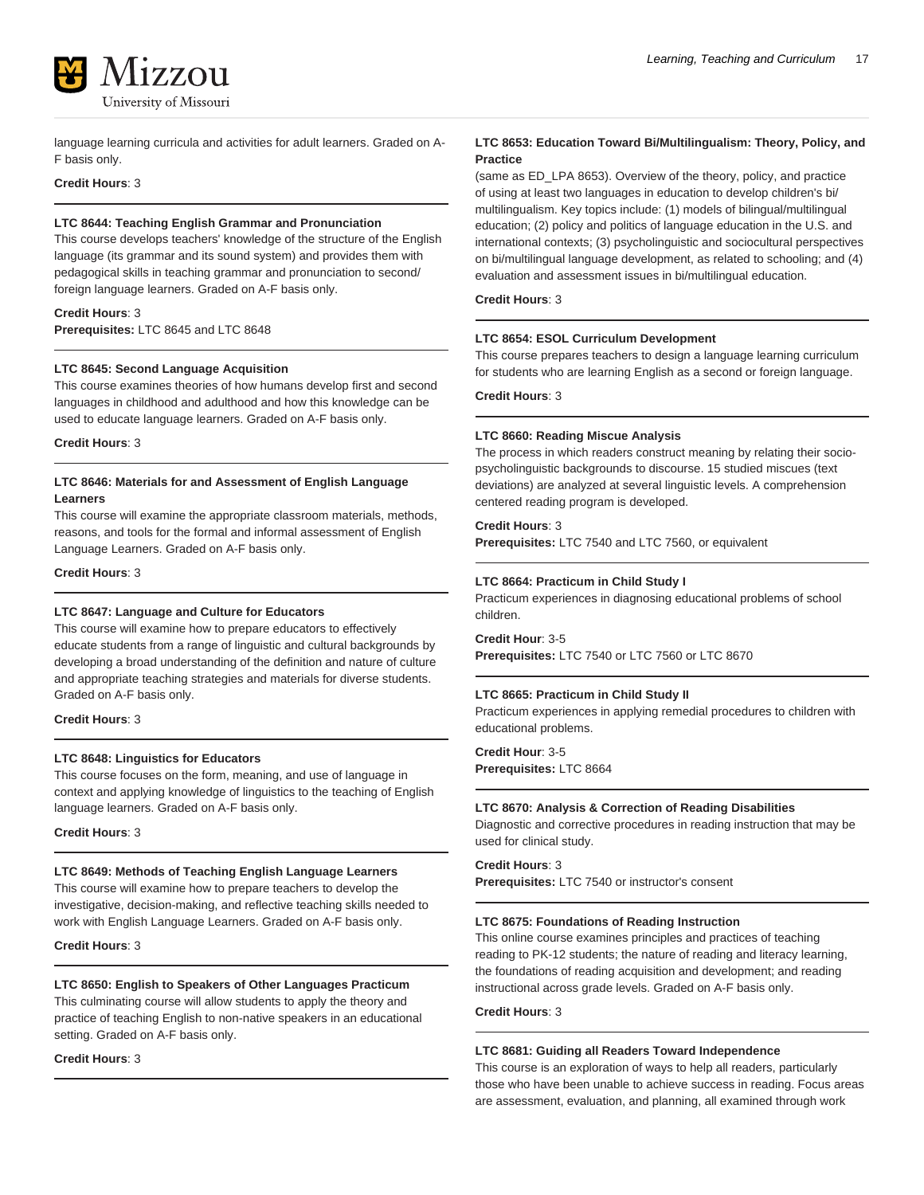language learning curricula and activities for adult learners. Graded on A-F basis only.

**Credit Hours**: 3

---

**LTC 8644: Teaching English Grammar and Pronunciation**

This course develops teachers' knowledge of the structure of the English language (its grammar and its sound system) and provides them with pedagogical skills in teaching grammar and pronunciation to second/foreign language learners. Graded on A-F basis only.

**Credit Hours**: 3
**Prerequisites:** LTC 8645 and LTC 8648

---

**LTC 8645: Second Language Acquisition**

This course examines theories of how humans develop first and second languages in childhood and adulthood and how this knowledge can be used to educate language learners. Graded on A-F basis only.

**Credit Hours**: 3

---

**LTC 8646: Materials for and Assessment of English Language Learners**

This course will examine the appropriate classroom materials, methods, reasons, and tools for the formal and informal assessment of English Language Learners. Graded on A-F basis only.

**Credit Hours**: 3

---

**LTC 8647: Language and Culture for Educators**

This course will examine how to prepare educators to effectively educate students from a range of linguistic and cultural backgrounds by developing a broad understanding of the definition and nature of culture and appropriate teaching strategies and materials for diverse students. Graded on A-F basis only.

**Credit Hours**: 3

---

**LTC 8648: Linguistics for Educators**

This course focuses on the form, meaning, and use of language in context and applying knowledge of linguistics to the teaching of English language learners. Graded on A-F basis only.

**Credit Hours**: 3

---

**LTC 8649: Methods of Teaching English Language Learners**

This course will examine how to prepare teachers to develop the investigative, decision-making, and reflective teaching skills needed to work with English Language Learners. Graded on A-F basis only.

**Credit Hours**: 3

---

**LTC 8650: English to Speakers of Other Languages Practicum**

This culminating course will allow students to apply the theory and practice of teaching English to non-native speakers in an educational setting. Graded on A-F basis only.

**Credit Hours**: 3

---

**LTC 8653: Education Toward Bi/Multilingualism: Theory, Policy, and Practice**

(same as ED_LPA 8653). Overview of the theory, policy, and practice of using at least two languages in education to develop children's bi/multilingualism. Key topics include: (1) models of bilingual/multilingual education; (2) policy and politics of language education in the U.S. and international contexts; (3) psycholinguistic and sociocultural perspectives on bi/multilingual language development, as related to schooling; and (4) evaluation and assessment issues in bi/multilingual education.

**Credit Hours**: 3

---

**LTC 8654: ESOL Curriculum Development**

This course prepares teachers to design a language learning curriculum for students who are learning English as a second or foreign language.

**Credit Hours**: 3

---

**LTC 8660: Reading Miscue Analysis**

The process in which readers construct meaning by relating their socio-psycholinguistic backgrounds to discourse. 15 studied miscues (text deviations) are analyzed at several linguistic levels. A comprehension centered reading program is developed.

**Credit Hours**: 3
**Prerequisites:** LTC 7540 and LTC 7560, or equivalent

---

**LTC 8664: Practicum in Child Study I**

Practicum experiences in diagnosing educational problems of school children.

**Credit Hour**: 3-5
**Prerequisites:** LTC 7540 or LTC 7560 or LTC 8670

---

**LTC 8665: Practicum in Child Study II**

Practicum experiences in applying remedial procedures to children with educational problems.

**Credit Hour**: 3-5
**Prerequisites:** LTC 8664

---

**LTC 8670: Analysis & Correction of Reading Disabilities**

Diagnostic and corrective procedures in reading instruction that may be used for clinical study.

**Credit Hours**: 3
**Prerequisites:** LTC 7540 or instructor's consent

---

**LTC 8675: Foundations of Reading Instruction**

This online course examines principles and practices of teaching reading to PK-12 students; the nature of reading and literacy learning, the foundations of reading acquisition and development; and reading instructional across grade levels. Graded on A-F basis only.

**Credit Hours**: 3

---

**LTC 8681: Guiding all Readers Toward Independence**

This course is an exploration of ways to help all readers, particularly those who have been unable to achieve success in reading. Focus areas are assessment, evaluation, and planning, all examined through work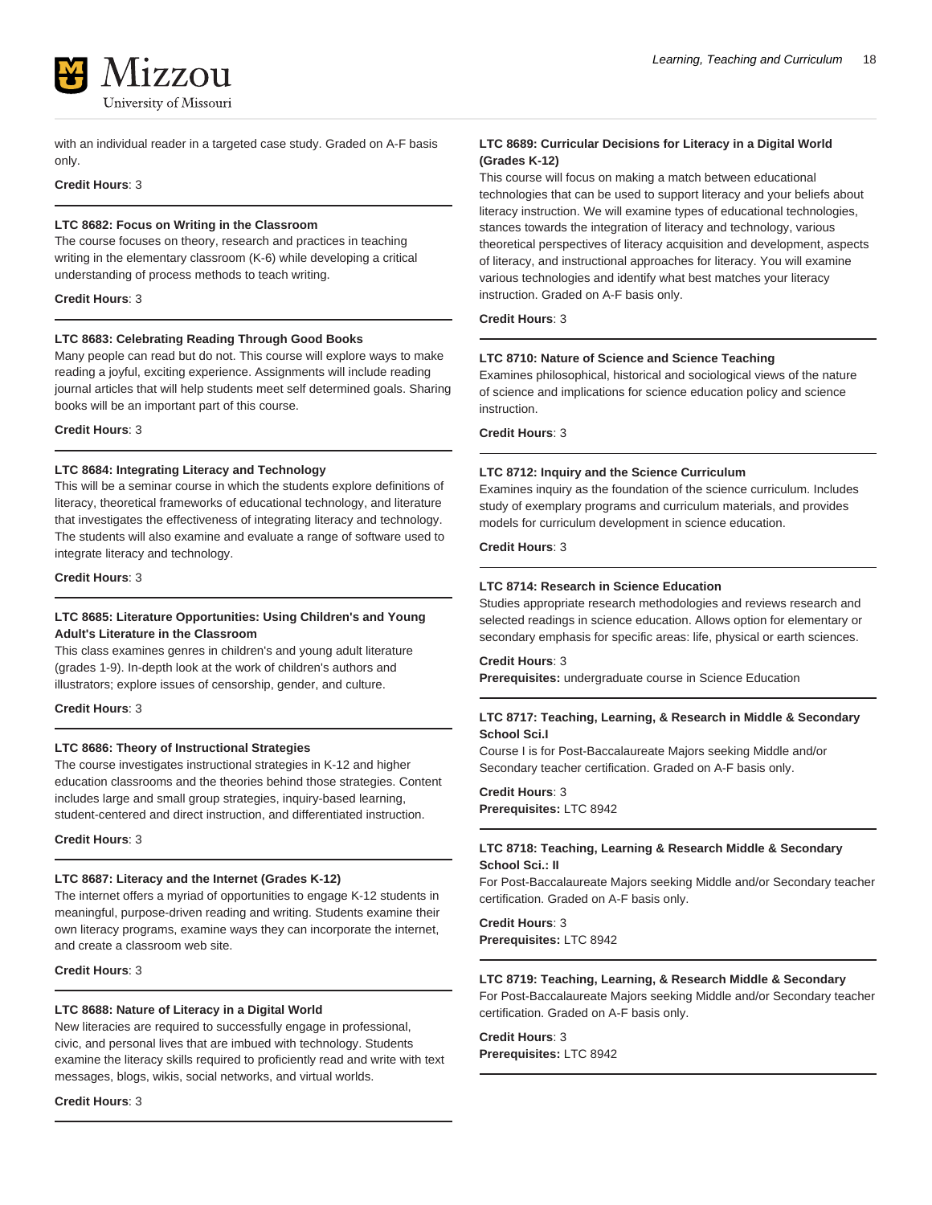with an individual reader in a targeted case study. Graded on A-F basis only.

**Credit Hours**: 3

---

**LTC 8682: Focus on Writing in the Classroom**
The course focuses on theory, research and practices in teaching writing in the elementary classroom (K-6) while developing a critical understanding of process methods to teach writing.

**Credit Hours**: 3

---

**LTC 8683: Celebrating Reading Through Good Books**
Many people can read but do not. This course will explore ways to make reading a joyful, exciting experience. Assignments will include reading journal articles that will help students meet self determined goals. Sharing books will be an important part of this course.

**Credit Hours**: 3

---

**LTC 8684: Integrating Literacy and Technology**
This will be a seminar course in which the students explore definitions of literacy, theoretical frameworks of educational technology, and literature that investigates the effectiveness of integrating literacy and technology. The students will also examine and evaluate a range of software used to integrate literacy and technology.

**Credit Hours**: 3

---

**LTC 8685: Literature Opportunities: Using Children's and Young Adult's Literature in the Classroom**
This class examines genres in children's and young adult literature (grades 1-9). In-depth look at the work of children's authors and illustrators; explore issues of censorship, gender, and culture.

**Credit Hours**: 3

---

**LTC 8686: Theory of Instructional Strategies**
The course investigates instructional strategies in K-12 and higher education classrooms and the theories behind those strategies. Content includes large and small group strategies, inquiry-based learning, student-centered and direct instruction, and differentiated instruction.

**Credit Hours**: 3

---

**LTC 8687: Literacy and the Internet (Grades K-12)**
The internet offers a myriad of opportunities to engage K-12 students in meaningful, purpose-driven reading and writing. Students examine their own literacy programs, examine ways they can incorporate the internet, and create a classroom web site.

**Credit Hours**: 3

---

**LTC 8688: Nature of Literacy in a Digital World**
New literacies are required to successfully engage in professional, civic, and personal lives that are imbued with technology. Students examine the literacy skills required to proficiently read and write with text messages, blogs, wikis, social networks, and virtual worlds.

**Credit Hours**: 3

---

**LTC 8689: Curricular Decisions for Literacy in a Digital World (Grades K-12)**
This course will focus on making a match between educational technologies that can be used to support literacy and your beliefs about literacy instruction. We will examine types of educational technologies, stances towards the integration of literacy and technology, various theoretical perspectives of literacy acquisition and development, aspects of literacy, and instructional approaches for literacy. You will examine various technologies and identify what best matches your literacy instruction. Graded on A-F basis only.

**Credit Hours**: 3

---

**LTC 8710: Nature of Science and Science Teaching**
Examines philosophical, historical and sociological views of the nature of science and implications for science education policy and science instruction.

**Credit Hours**: 3

---

**LTC 8712: Inquiry and the Science Curriculum**
Examines inquiry as the foundation of the science curriculum. Includes study of exemplary programs and curriculum materials, and provides models for curriculum development in science education.

**Credit Hours**: 3

---

**LTC 8714: Research in Science Education**
Studies appropriate research methodologies and reviews research and selected readings in science education. Allows option for elementary or secondary emphasis for specific areas: life, physical or earth sciences.

**Credit Hours**: 3
**Prerequisites:** undergraduate course in Science Education

---

**LTC 8717: Teaching, Learning, & Research in Middle & Secondary School Sci.I**
Course I is for Post-Baccalaureate Majors seeking Middle and/or Secondary teacher certification. Graded on A-F basis only.

**Credit Hours**: 3
**Prerequisites:** LTC 8942

---

**LTC 8718: Teaching, Learning & Research Middle & Secondary School Sci.: II**
For Post-Baccalaureate Majors seeking Middle and/or Secondary teacher certification. Graded on A-F basis only.

**Credit Hours**: 3
**Prerequisites:** LTC 8942

---

**LTC 8719: Teaching, Learning, & Research Middle & Secondary**
For Post-Baccalaureate Majors seeking Middle and/or Secondary teacher certification. Graded on A-F basis only.

**Credit Hours**: 3
**Prerequisites:** LTC 8942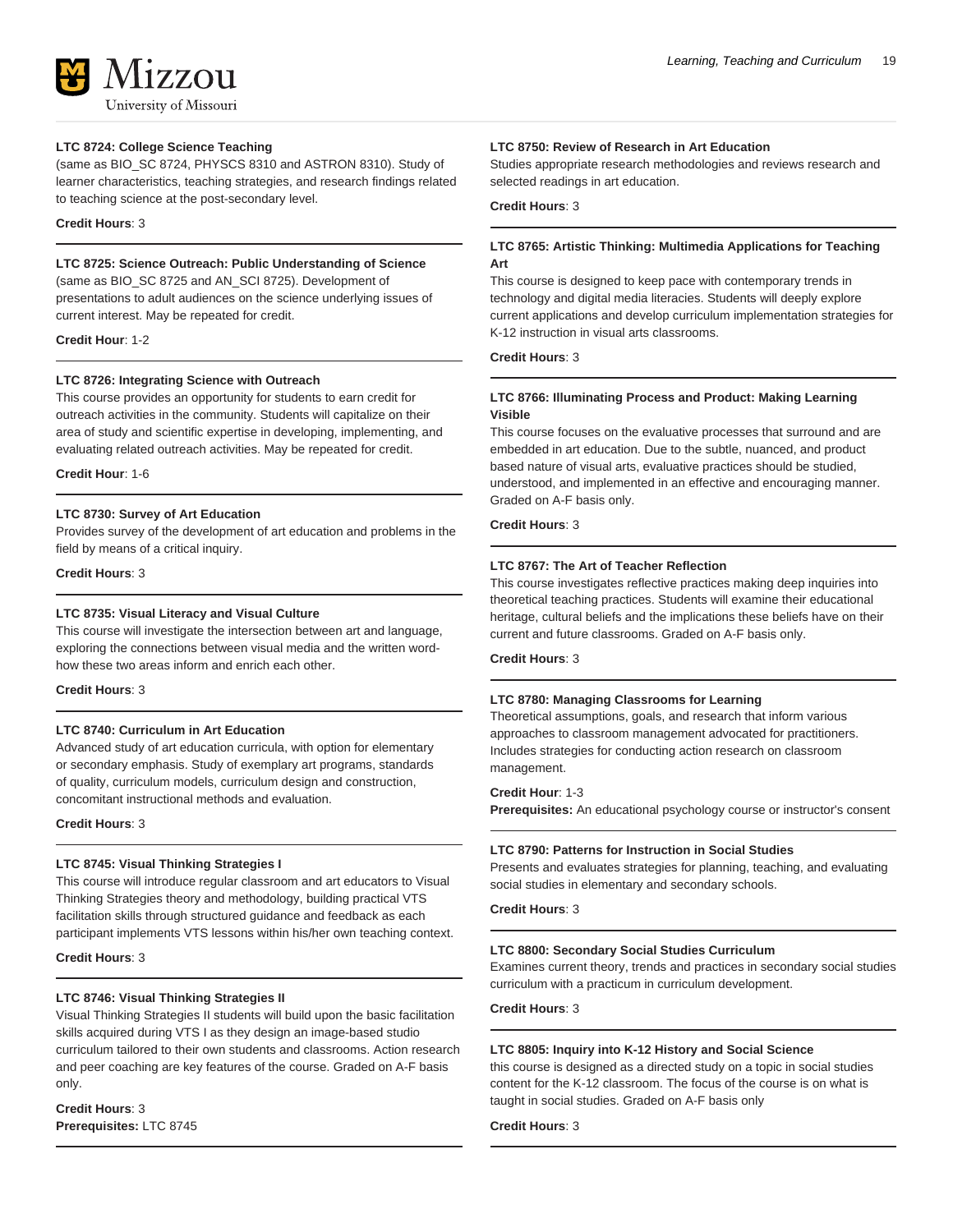**LTC 8724: College Science Teaching**
(same as BIO_SC 8724, PHYSCS 8310 and ASTRON 8310). Study of learner characteristics, teaching strategies, and research findings related to teaching science at the post-secondary level.

**Credit Hours**: 3

---

**LTC 8725: Science Outreach: Public Understanding of Science**
(same as BIO_SC 8725 and AN_SCI 8725). Development of presentations to adult audiences on the science underlying issues of current interest. May be repeated for credit.

**Credit Hour**: 1-2

---

**LTC 8726: Integrating Science with Outreach**
This course provides an opportunity for students to earn credit for outreach activities in the community. Students will capitalize on their area of study and scientific expertise in developing, implementing, and evaluating related outreach activities. May be repeated for credit.

**Credit Hour**: 1-6

---

**LTC 8730: Survey of Art Education**
Provides survey of the development of art education and problems in the field by means of a critical inquiry.

**Credit Hours**: 3

---

**LTC 8735: Visual Literacy and Visual Culture**
This course will investigate the intersection between art and language, exploring the connections between visual media and the written word- how these two areas inform and enrich each other.

**Credit Hours**: 3

---

**LTC 8740: Curriculum in Art Education**
Advanced study of art education curricula, with option for elementary or secondary emphasis. Study of exemplary art programs, standards of quality, curriculum models, curriculum design and construction, concomitant instructional methods and evaluation.

**Credit Hours**: 3

---

**LTC 8745: Visual Thinking Strategies I**
This course will introduce regular classroom and art educators to Visual Thinking Strategies theory and methodology, building practical VTS facilitation skills through structured guidance and feedback as each participant implements VTS lessons within his/her own teaching context.

**Credit Hours**: 3

---

**LTC 8746: Visual Thinking Strategies II**
Visual Thinking Strategies II students will build upon the basic facilitation skills acquired during VTS I as they design an image-based studio curriculum tailored to their own students and classrooms. Action research and peer coaching are key features of the course. Graded on A-F basis only.

**Credit Hours**: 3
**Prerequisites:** LTC 8745

---

**LTC 8750: Review of Research in Art Education**
Studies appropriate research methodologies and reviews research and selected readings in art education.

**Credit Hours**: 3

---

**LTC 8765: Artistic Thinking: Multimedia Applications for Teaching Art**
This course is designed to keep pace with contemporary trends in technology and digital media literacies. Students will deeply explore current applications and develop curriculum implementation strategies for K-12 instruction in visual arts classrooms.

**Credit Hours**: 3

---

**LTC 8766: Illuminating Process and Product: Making Learning Visible**
This course focuses on the evaluative processes that surround and are embedded in art education. Due to the subtle, nuanced, and product based nature of visual arts, evaluative practices should be studied, understood, and implemented in an effective and encouraging manner. Graded on A-F basis only.

**Credit Hours**: 3

---

**LTC 8767: The Art of Teacher Reflection**
This course investigates reflective practices making deep inquiries into theoretical teaching practices. Students will examine their educational heritage, cultural beliefs and the implications these beliefs have on their current and future classrooms. Graded on A-F basis only.

**Credit Hours**: 3

---

**LTC 8780: Managing Classrooms for Learning**
Theoretical assumptions, goals, and research that inform various approaches to classroom management advocated for practitioners. Includes strategies for conducting action research on classroom management.

**Credit Hour**: 1-3
**Prerequisites:** An educational psychology course or instructor's consent

---

**LTC 8790: Patterns for Instruction in Social Studies**
Presents and evaluates strategies for planning, teaching, and evaluating social studies in elementary and secondary schools.

**Credit Hours**: 3

---

**LTC 8800: Secondary Social Studies Curriculum**
Examines current theory, trends and practices in secondary social studies curriculum with a practicum in curriculum development.

**Credit Hours**: 3

---

**LTC 8805: Inquiry into K-12 History and Social Science**
this course is designed as a directed study on a topic in social studies content for the K-12 classroom. The focus of the course is on what is taught in social studies. Graded on A-F basis only

**Credit Hours**: 3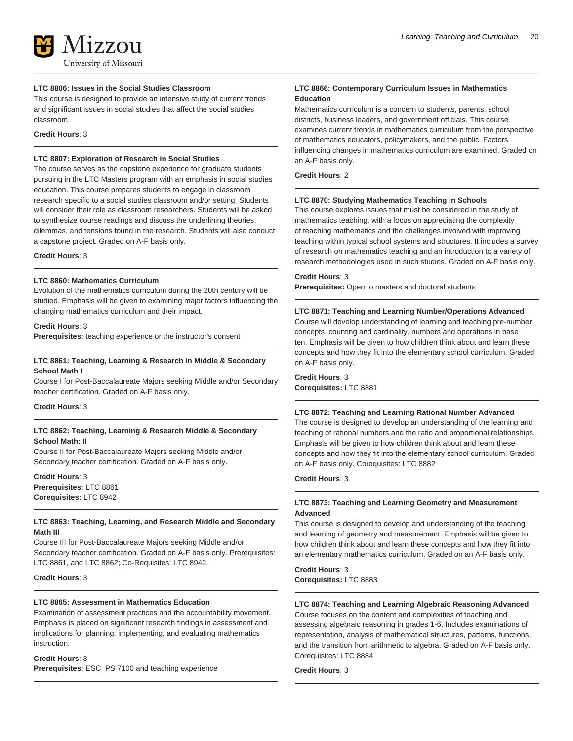#### LTC 8806: Issues in the Social Studies Classroom

This course is designed to provide an intensive study of current trends and significant issues in social studies that affect the social studies classroom.

**Credit Hours**: 3

#### LTC 8807: Exploration of Research in Social Studies

The course serves as the capstone experience for graduate students pursuing in the LTC Masters program with an emphasis in social studies education. This course prepares students to engage in classroom research specific to a social studies classroom and/or setting. Students will consider their role as classroom researchers. Students will be asked to synthesize course readings and discuss the underlining theories, dilemmas, and tensions found in the research. Students will also conduct a capstone project. Graded on A-F basis only.

**Credit Hours**: 3

#### LTC 8860: Mathematics Curriculum

Evolution of the mathematics curriculum during the 20th century will be studied. Emphasis will be given to examining major factors influencing the changing mathematics curriculum and their impact.

**Credit Hours**: 3
**Prerequisites:** teaching experience or the instructor's consent

#### LTC 8861: Teaching, Learning & Research in Middle & Secondary School Math I

Course I for Post-Baccalaureate Majors seeking Middle and/or Secondary teacher certification. Graded on A-F basis only.

**Credit Hours**: 3

#### LTC 8862: Teaching, Learning & Research Middle & Secondary School Math: II

Course II for Post-Baccalaureate Majors seeking Middle and/or Secondary teacher certification. Graded on A-F basis only.

**Credit Hours**: 3
**Prerequisites:** LTC 8861
**Corequisites:** LTC 8942

#### LTC 8863: Teaching, Learning, and Research Middle and Secondary Math III

Course III for Post-Baccalaureate Majors seeking Middle and/or Secondary teacher certification. Graded on A-F basis only. Prerequisites: LTC 8861, and LTC 8862; Co-Requisites: LTC 8942.

**Credit Hours**: 3

#### LTC 8865: Assessment in Mathematics Education

Examination of assessment practices and the accountability movement. Emphasis is placed on significant research findings in assessment and implications for planning, implementing, and evaluating mathematics instruction.

**Credit Hours**: 3
**Prerequisites:** ESC_PS 7100 and teaching experience

#### LTC 8866: Contemporary Curriculum Issues in Mathematics Education

Mathematics curriculum is a concern to students, parents, school districts, business leaders, and government officials. This course examines current trends in mathematics curriculum from the perspective of mathematics educators, policymakers, and the public. Factors influencing changes in mathematics curriculum are examined. Graded on an A-F basis only.

**Credit Hours**: 2

#### LTC 8870: Studying Mathematics Teaching in Schools

This course explores issues that must be considered in the study of mathematics teaching, with a focus on appreciating the complexity of teaching mathematics and the challenges involved with improving teaching within typical school systems and structures. It includes a survey of research on mathematics teaching and an introduction to a variety of research methodologies used in such studies. Graded on A-F basis only.

**Credit Hours**: 3
**Prerequisites:** Open to masters and doctoral students

#### LTC 8871: Teaching and Learning Number/Operations Advanced

Course will develop understanding of learning and teaching pre-number concepts, counting and cardinality, numbers and operations in base ten. Emphasis will be given to how children think about and learn these concepts and how they fit into the elementary school curriculum. Graded on A-F basis only.

**Credit Hours**: 3
**Corequisites:** LTC 8881

#### LTC 8872: Teaching and Learning Rational Number Advanced

The course is designed to develop an understanding of the learning and teaching of rational numbers and the ratio and proportional relationships. Emphasis will be given to how children think about and learn these concepts and how they fit into the elementary school curriculum. Graded on A-F basis only. Corequisites: LTC 8882

**Credit Hours**: 3

#### LTC 8873: Teaching and Learning Geometry and Measurement Advanced

This course is designed to develop and understanding of the teaching and learning of geometry and measurement. Emphasis will be given to how children think about and learn these concepts and how they fit into an elementary mathematics curriculum. Graded on an A-F basis only.

**Credit Hours**: 3
**Corequisites:** LTC 8883

#### LTC 8874: Teaching and Learning Algebraic Reasoning Advanced

Course focuses on the content and complexities of teaching and assessing algebraic reasoning in grades 1-6. Includes examinations of representation, analysis of mathematical structures, patterns, functions, and the transition from arithmetic to algebra. Graded on A-F basis only. Corequisites: LTC 8884

**Credit Hours**: 3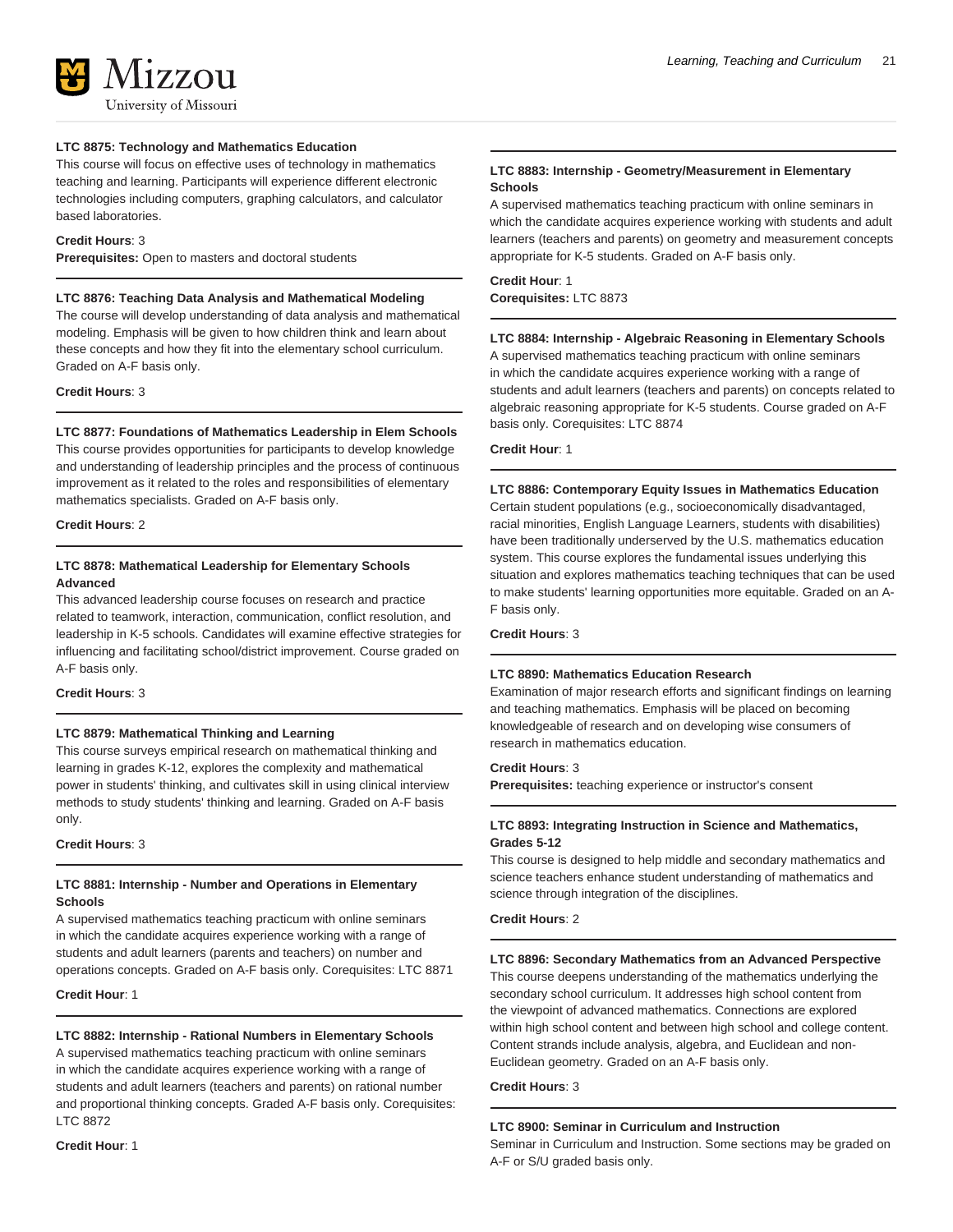### LTC 8875: Technology and Mathematics Education

This course will focus on effective uses of technology in mathematics teaching and learning. Participants will experience different electronic technologies including computers, graphing calculators, and calculator based laboratories.

**Credit Hours**: 3
**Prerequisites:** Open to masters and doctoral students

### LTC 8876: Teaching Data Analysis and Mathematical Modeling

The course will develop understanding of data analysis and mathematical modeling. Emphasis will be given to how children think and learn about these concepts and how they fit into the elementary school curriculum. Graded on A-F basis only.

**Credit Hours**: 3

### LTC 8877: Foundations of Mathematics Leadership in Elem Schools

This course provides opportunities for participants to develop knowledge and understanding of leadership principles and the process of continuous improvement as it related to the roles and responsibilities of elementary mathematics specialists. Graded on A-F basis only.

**Credit Hours**: 2

### LTC 8878: Mathematical Leadership for Elementary Schools Advanced

This advanced leadership course focuses on research and practice related to teamwork, interaction, communication, conflict resolution, and leadership in K-5 schools. Candidates will examine effective strategies for influencing and facilitating school/district improvement. Course graded on A-F basis only.

**Credit Hours**: 3

### LTC 8879: Mathematical Thinking and Learning

This course surveys empirical research on mathematical thinking and learning in grades K-12, explores the complexity and mathematical power in students' thinking, and cultivates skill in using clinical interview methods to study students' thinking and learning. Graded on A-F basis only.

**Credit Hours**: 3

### LTC 8881: Internship - Number and Operations in Elementary Schools

A supervised mathematics teaching practicum with online seminars in which the candidate acquires experience working with a range of students and adult learners (parents and teachers) on number and operations concepts. Graded on A-F basis only. Corequisites: LTC 8871

**Credit Hour**: 1

### LTC 8882: Internship - Rational Numbers in Elementary Schools

A supervised mathematics teaching practicum with online seminars in which the candidate acquires experience working with a range of students and adult learners (teachers and parents) on rational number and proportional thinking concepts. Graded A-F basis only. Corequisites: LTC 8872

**Credit Hour**: 1

### LTC 8883: Internship - Geometry/Measurement in Elementary Schools

A supervised mathematics teaching practicum with online seminars in which the candidate acquires experience working with students and adult learners (teachers and parents) on geometry and measurement concepts appropriate for K-5 students. Graded on A-F basis only.

**Credit Hour**: 1
**Corequisites:** LTC 8873

### LTC 8884: Internship - Algebraic Reasoning in Elementary Schools

A supervised mathematics teaching practicum with online seminars in which the candidate acquires experience working with a range of students and adult learners (teachers and parents) on concepts related to algebraic reasoning appropriate for K-5 students. Course graded on A-F basis only. Corequisites: LTC 8874

**Credit Hour**: 1

### LTC 8886: Contemporary Equity Issues in Mathematics Education

Certain student populations (e.g., socioeconomically disadvantaged, racial minorities, English Language Learners, students with disabilities) have been traditionally underserved by the U.S. mathematics education system. This course explores the fundamental issues underlying this situation and explores mathematics teaching techniques that can be used to make students' learning opportunities more equitable. Graded on an A-F basis only.

**Credit Hours**: 3

### LTC 8890: Mathematics Education Research

Examination of major research efforts and significant findings on learning and teaching mathematics. Emphasis will be placed on becoming knowledgeable of research and on developing wise consumers of research in mathematics education.

**Credit Hours**: 3
**Prerequisites:** teaching experience or instructor's consent

### LTC 8893: Integrating Instruction in Science and Mathematics, Grades 5-12

This course is designed to help middle and secondary mathematics and science teachers enhance student understanding of mathematics and science through integration of the disciplines.

**Credit Hours**: 2

### LTC 8896: Secondary Mathematics from an Advanced Perspective

This course deepens understanding of the mathematics underlying the secondary school curriculum. It addresses high school content from the viewpoint of advanced mathematics. Connections are explored within high school content and between high school and college content. Content strands include analysis, algebra, and Euclidean and non-Euclidean geometry. Graded on an A-F basis only.

**Credit Hours**: 3

### LTC 8900: Seminar in Curriculum and Instruction

Seminar in Curriculum and Instruction. Some sections may be graded on A-F or S/U graded basis only.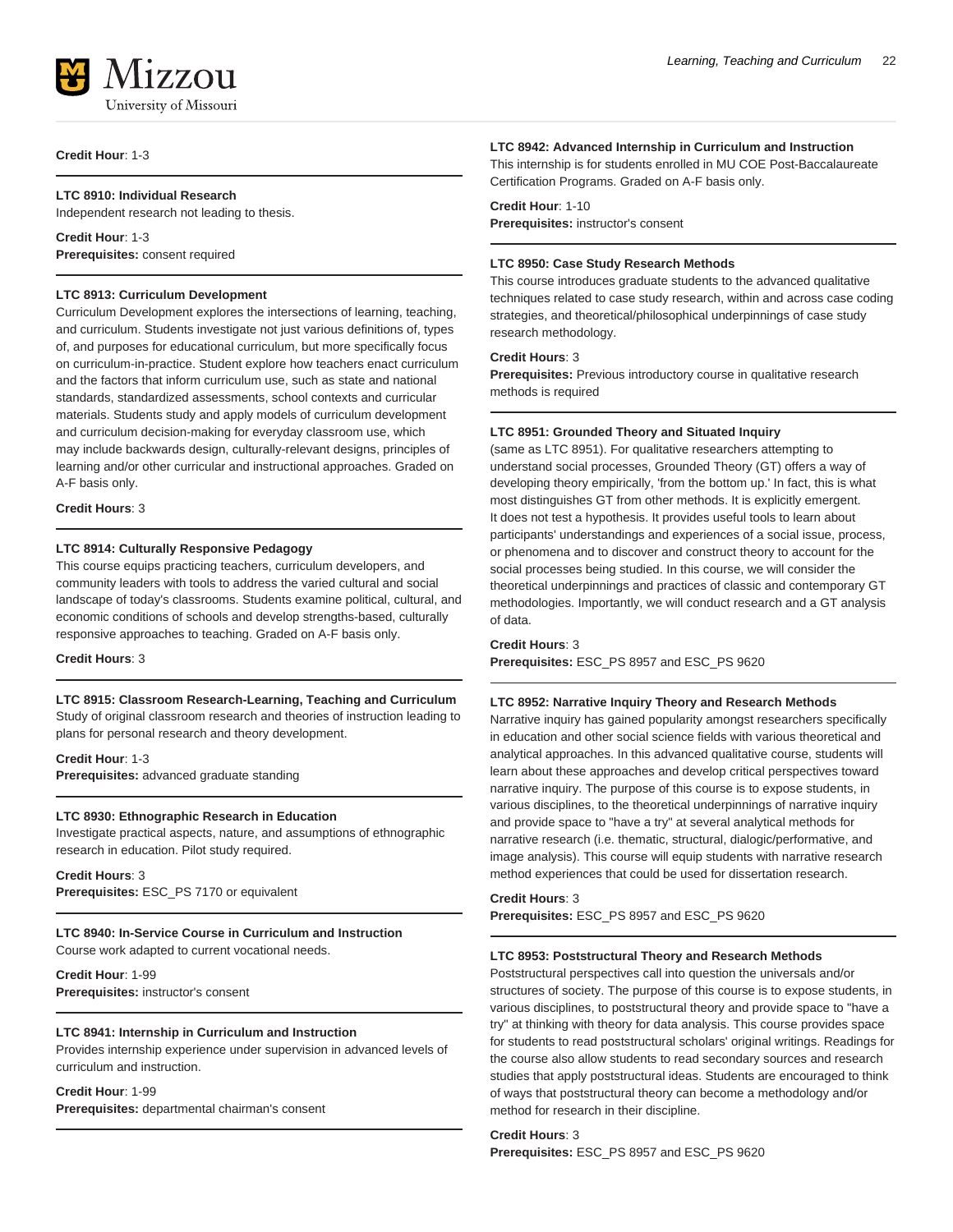**Credit Hour**: 1-3

---

**LTC 8910: Individual Research**
Independent research not leading to thesis.

**Credit Hour**: 1-3
**Prerequisites:** consent required

---

**LTC 8913: Curriculum Development**
Curriculum Development explores the intersections of learning, teaching, and curriculum. Students investigate not just various definitions of, types of, and purposes for educational curriculum, but more specifically focus on curriculum-in-practice. Student explore how teachers enact curriculum and the factors that inform curriculum use, such as state and national standards, standardized assessments, school contexts and curricular materials. Students study and apply models of curriculum development and curriculum decision-making for everyday classroom use, which may include backwards design, culturally-relevant designs, principles of learning and/or other curricular and instructional approaches. Graded on A-F basis only.

**Credit Hours**: 3

---

**LTC 8914: Culturally Responsive Pedagogy**
This course equips practicing teachers, curriculum developers, and community leaders with tools to address the varied cultural and social landscape of today's classrooms. Students examine political, cultural, and economic conditions of schools and develop strengths-based, culturally responsive approaches to teaching. Graded on A-F basis only.

**Credit Hours**: 3

---

**LTC 8915: Classroom Research-Learning, Teaching and Curriculum**
Study of original classroom research and theories of instruction leading to plans for personal research and theory development.

**Credit Hour**: 1-3
**Prerequisites:** advanced graduate standing

---

**LTC 8930: Ethnographic Research in Education**
Investigate practical aspects, nature, and assumptions of ethnographic research in education. Pilot study required.

**Credit Hours**: 3
**Prerequisites:** ESC_PS 7170 or equivalent

---

**LTC 8940: In-Service Course in Curriculum and Instruction**
Course work adapted to current vocational needs.

**Credit Hour**: 1-99
**Prerequisites:** instructor's consent

---

**LTC 8941: Internship in Curriculum and Instruction**
Provides internship experience under supervision in advanced levels of curriculum and instruction.

**Credit Hour**: 1-99
**Prerequisites:** departmental chairman's consent

---

**LTC 8942: Advanced Internship in Curriculum and Instruction**
This internship is for students enrolled in MU COE Post-Baccalaureate Certification Programs. Graded on A-F basis only.

**Credit Hour**: 1-10
**Prerequisites:** instructor's consent

---

**LTC 8950: Case Study Research Methods**
This course introduces graduate students to the advanced qualitative techniques related to case study research, within and across case coding strategies, and theoretical/philosophical underpinnings of case study research methodology.

**Credit Hours**: 3
**Prerequisites:** Previous introductory course in qualitative research methods is required

---

**LTC 8951: Grounded Theory and Situated Inquiry**
(same as LTC 8951). For qualitative researchers attempting to understand social processes, Grounded Theory (GT) offers a way of developing theory empirically, 'from the bottom up.' In fact, this is what most distinguishes GT from other methods. It is explicitly emergent. It does not test a hypothesis. It provides useful tools to learn about participants' understandings and experiences of a social issue, process, or phenomena and to discover and construct theory to account for the social processes being studied. In this course, we will consider the theoretical underpinnings and practices of classic and contemporary GT methodologies. Importantly, we will conduct research and a GT analysis of data.

**Credit Hours**: 3
**Prerequisites:** ESC_PS 8957 and ESC_PS 9620

---

**LTC 8952: Narrative Inquiry Theory and Research Methods**
Narrative inquiry has gained popularity amongst researchers specifically in education and other social science fields with various theoretical and analytical approaches. In this advanced qualitative course, students will learn about these approaches and develop critical perspectives toward narrative inquiry. The purpose of this course is to expose students, in various disciplines, to the theoretical underpinnings of narrative inquiry and provide space to "have a try" at several analytical methods for narrative research (i.e. thematic, structural, dialogic/performative, and image analysis). This course will equip students with narrative research method experiences that could be used for dissertation research.

**Credit Hours**: 3
**Prerequisites:** ESC_PS 8957 and ESC_PS 9620

---

**LTC 8953: Poststructural Theory and Research Methods**
Poststructural perspectives call into question the universals and/or structures of society. The purpose of this course is to expose students, in various disciplines, to poststructural theory and provide space to "have a try" at thinking with theory for data analysis. This course provides space for students to read poststructural scholars' original writings. Readings for the course also allow students to read secondary sources and research studies that apply poststructural ideas. Students are encouraged to think of ways that poststructural theory can become a methodology and/or method for research in their discipline.

**Credit Hours**: 3
**Prerequisites:** ESC_PS 8957 and ESC_PS 9620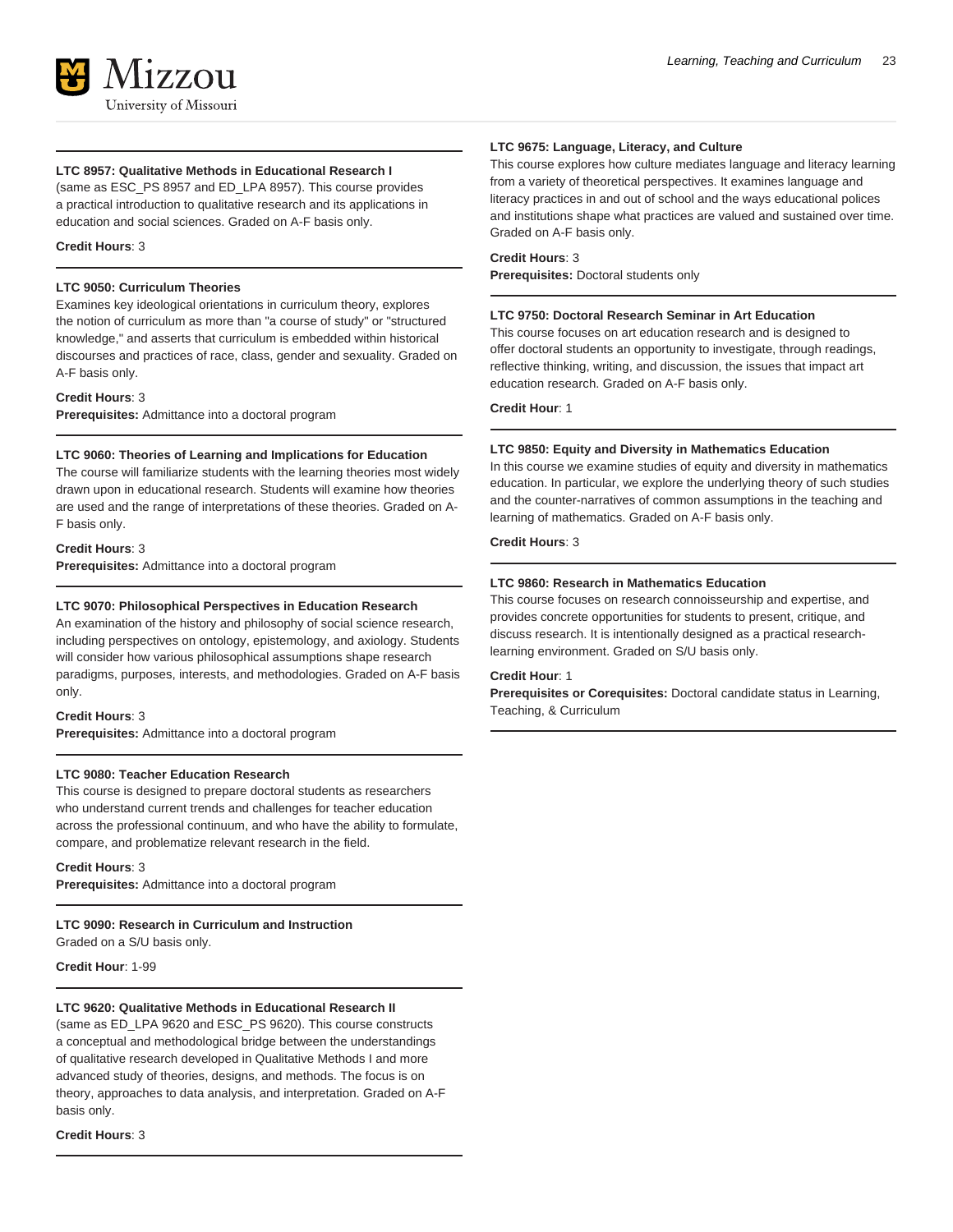**LTC 8957: Qualitative Methods in Educational Research I**

(same as ESC_PS 8957 and ED_LPA 8957). This course provides a practical introduction to qualitative research and its applications in education and social sciences. Graded on A-F basis only.

**Credit Hours**: 3

**LTC 9050: Curriculum Theories**

Examines key ideological orientations in curriculum theory, explores the notion of curriculum as more than "a course of study" or "structured knowledge," and asserts that curriculum is embedded within historical discourses and practices of race, class, gender and sexuality. Graded on A-F basis only.

**Credit Hours**: 3
**Prerequisites:** Admittance into a doctoral program

**LTC 9060: Theories of Learning and Implications for Education**

The course will familiarize students with the learning theories most widely drawn upon in educational research. Students will examine how theories are used and the range of interpretations of these theories. Graded on A-F basis only.

**Credit Hours**: 3
**Prerequisites:** Admittance into a doctoral program

**LTC 9070: Philosophical Perspectives in Education Research**

An examination of the history and philosophy of social science research, including perspectives on ontology, epistemology, and axiology. Students will consider how various philosophical assumptions shape research paradigms, purposes, interests, and methodologies. Graded on A-F basis only.

**Credit Hours**: 3
**Prerequisites:** Admittance into a doctoral program

**LTC 9080: Teacher Education Research**

This course is designed to prepare doctoral students as researchers who understand current trends and challenges for teacher education across the professional continuum, and who have the ability to formulate, compare, and problematize relevant research in the field.

**Credit Hours**: 3
**Prerequisites:** Admittance into a doctoral program

**LTC 9090: Research in Curriculum and Instruction**

Graded on a S/U basis only.

**Credit Hour**: 1-99

**LTC 9620: Qualitative Methods in Educational Research II**

(same as ED_LPA 9620 and ESC_PS 9620). This course constructs a conceptual and methodological bridge between the understandings of qualitative research developed in Qualitative Methods I and more advanced study of theories, designs, and methods. The focus is on theory, approaches to data analysis, and interpretation. Graded on A-F basis only.

**Credit Hours**: 3

**LTC 9675: Language, Literacy, and Culture**

This course explores how culture mediates language and literacy learning from a variety of theoretical perspectives. It examines language and literacy practices in and out of school and the ways educational polices and institutions shape what practices are valued and sustained over time. Graded on A-F basis only.

**Credit Hours**: 3
**Prerequisites:** Doctoral students only

**LTC 9750: Doctoral Research Seminar in Art Education**

This course focuses on art education research and is designed to offer doctoral students an opportunity to investigate, through readings, reflective thinking, writing, and discussion, the issues that impact art education research. Graded on A-F basis only.

**Credit Hour**: 1

**LTC 9850: Equity and Diversity in Mathematics Education**

In this course we examine studies of equity and diversity in mathematics education. In particular, we explore the underlying theory of such studies and the counter-narratives of common assumptions in the teaching and learning of mathematics. Graded on A-F basis only.

**Credit Hours**: 3

**LTC 9860: Research in Mathematics Education**

This course focuses on research connoisseurship and expertise, and provides concrete opportunities for students to present, critique, and discuss research. It is intentionally designed as a practical research-learning environment. Graded on S/U basis only.

**Credit Hour**: 1
**Prerequisites or Corequisites:** Doctoral candidate status in Learning, Teaching, & Curriculum